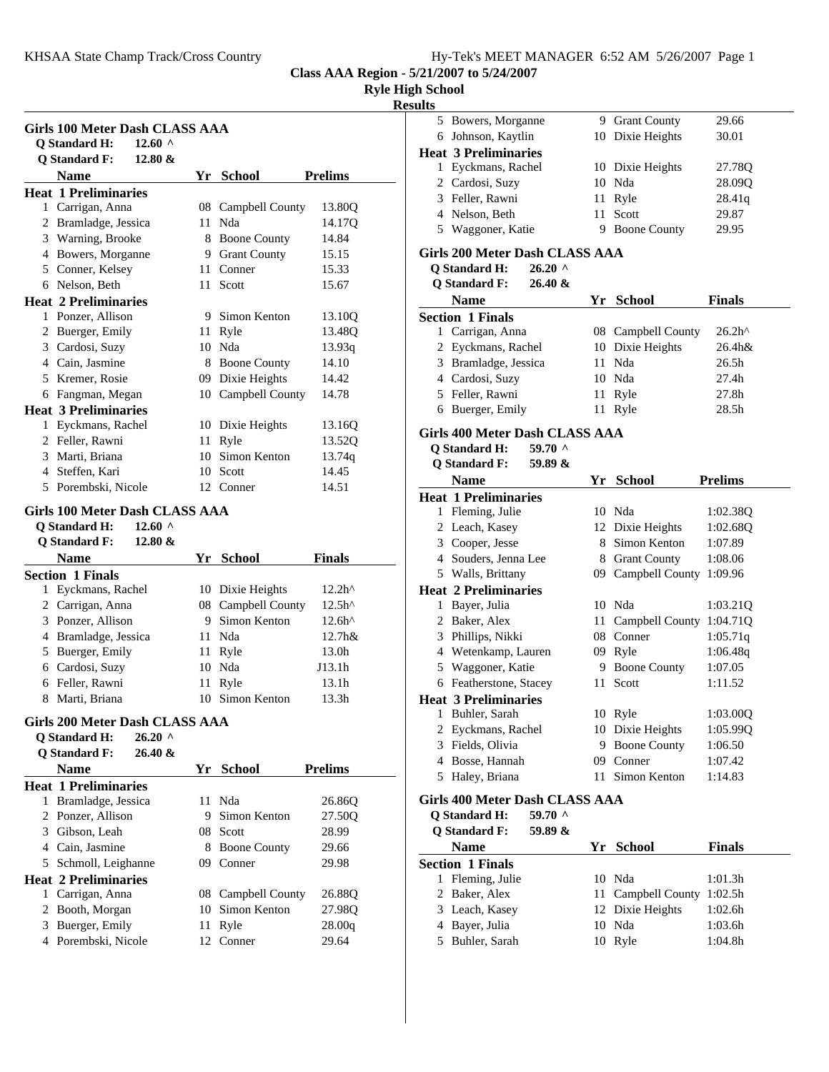Class AAA Region - 5/21/2007 to 5/24/2007

Ryle High School

Results

## Girls 100 Meter Dash CLASS AAA

Q Standard H: 12.60 ^

Q Standard F: 12.80 &

| | Name | Yr | School | Prelims |
|---|---|---|---|---|
| **Heat 1 Preliminaries** | | | | |
| 1 | Carrigan, Anna | 08 | Campbell County | 13.80Q |
| 2 | Bramladge, Jessica | 11 | Nda | 14.17Q |
| 3 | Warning, Brooke | 8 | Boone County | 14.84 |
| 4 | Bowers, Morganne | 9 | Grant County | 15.15 |
| 5 | Conner, Kelsey | 11 | Conner | 15.33 |
| 6 | Nelson, Beth | 11 | Scott | 15.67 |
| **Heat 2 Preliminaries** | | | | |
| 1 | Ponzer, Allison | 9 | Simon Kenton | 13.10Q |
| 2 | Buerger, Emily | 11 | Ryle | 13.48Q |
| 3 | Cardosi, Suzy | 10 | Nda | 13.93q |
| 4 | Cain, Jasmine | 8 | Boone County | 14.10 |
| 5 | Kremer, Rosie | 09 | Dixie Heights | 14.42 |
| 6 | Fangman, Megan | 10 | Campbell County | 14.78 |
| **Heat 3 Preliminaries** | | | | |
| 1 | Eyckmans, Rachel | 10 | Dixie Heights | 13.16Q |
| 2 | Feller, Rawni | 11 | Ryle | 13.52Q |
| 3 | Marti, Briana | 10 | Simon Kenton | 13.74q |
| 4 | Steffen, Kari | 10 | Scott | 14.45 |
| 5 | Porembski, Nicole | 12 | Conner | 14.51 |

## Girls 100 Meter Dash CLASS AAA

Q Standard H: 12.60 ^

Q Standard F: 12.80 &

| | Name | Yr | School | Finals |
|---|---|---|---|---|
| **Section 1 Finals** | | | | |
| 1 | Eyckmans, Rachel | 10 | Dixie Heights | 12.2h^ |
| 2 | Carrigan, Anna | 08 | Campbell County | 12.5h^ |
| 3 | Ponzer, Allison | 9 | Simon Kenton | 12.6h^ |
| 4 | Bramladge, Jessica | 11 | Nda | 12.7h& |
| 5 | Buerger, Emily | 11 | Ryle | 13.0h |
| 6 | Cardosi, Suzy | 10 | Nda | J13.1h |
| 6 | Feller, Rawni | 11 | Ryle | 13.1h |
| 8 | Marti, Briana | 10 | Simon Kenton | 13.3h |

## Girls 200 Meter Dash CLASS AAA

Q Standard H: 26.20 ^

Q Standard F: 26.40 &

| | Name | Yr | School | Prelims |
|---|---|---|---|---|
| **Heat 1 Preliminaries** | | | | |
| 1 | Bramladge, Jessica | 11 | Nda | 26.86Q |
| 2 | Ponzer, Allison | 9 | Simon Kenton | 27.50Q |
| 3 | Gibson, Leah | 08 | Scott | 28.99 |
| 4 | Cain, Jasmine | 8 | Boone County | 29.66 |
| 5 | Schmoll, Leighanne | 09 | Conner | 29.98 |
| **Heat 2 Preliminaries** | | | | |
| 1 | Carrigan, Anna | 08 | Campbell County | 26.88Q |
| 2 | Booth, Morgan | 10 | Simon Kenton | 27.98Q |
| 3 | Buerger, Emily | 11 | Ryle | 28.00q |
| 4 | Porembski, Nicole | 12 | Conner | 29.64 |
| 5 | Bowers, Morganne | 9 | Grant County | 29.66 |
| 6 | Johnson, Kaytlin | 10 | Dixie Heights | 30.01 |
| **Heat 3 Preliminaries** | | | | |
| 1 | Eyckmans, Rachel | 10 | Dixie Heights | 27.78Q |
| 2 | Cardosi, Suzy | 10 | Nda | 28.09Q |
| 3 | Feller, Rawni | 11 | Ryle | 28.41q |
| 4 | Nelson, Beth | 11 | Scott | 29.87 |
| 5 | Waggoner, Katie | 9 | Boone County | 29.95 |

## Girls 200 Meter Dash CLASS AAA

Q Standard H: 26.20 ^

Q Standard F: 26.40 &

| | Name | Yr | School | Finals |
|---|---|---|---|---|
| **Section 1 Finals** | | | | |
| 1 | Carrigan, Anna | 08 | Campbell County | 26.2h^ |
| 2 | Eyckmans, Rachel | 10 | Dixie Heights | 26.4h& |
| 3 | Bramladge, Jessica | 11 | Nda | 26.5h |
| 4 | Cardosi, Suzy | 10 | Nda | 27.4h |
| 5 | Feller, Rawni | 11 | Ryle | 27.8h |
| 6 | Buerger, Emily | 11 | Ryle | 28.5h |

## Girls 400 Meter Dash CLASS AAA

Q Standard H: 59.70 ^

Q Standard F: 59.89 &

| | Name | Yr | School | Prelims |
|---|---|---|---|---|
| **Heat 1 Preliminaries** | | | | |
| 1 | Fleming, Julie | 10 | Nda | 1:02.38Q |
| 2 | Leach, Kasey | 12 | Dixie Heights | 1:02.68Q |
| 3 | Cooper, Jesse | 8 | Simon Kenton | 1:07.89 |
| 4 | Souders, Jenna Lee | 8 | Grant County | 1:08.06 |
| 5 | Walls, Brittany | 09 | Campbell County | 1:09.96 |
| **Heat 2 Preliminaries** | | | | |
| 1 | Bayer, Julia | 10 | Nda | 1:03.21Q |
| 2 | Baker, Alex | 11 | Campbell County | 1:04.71Q |
| 3 | Phillips, Nikki | 08 | Conner | 1:05.71q |
| 4 | Wetenkamp, Lauren | 09 | Ryle | 1:06.48q |
| 5 | Waggoner, Katie | 9 | Boone County | 1:07.05 |
| 6 | Featherstone, Stacey | 11 | Scott | 1:11.52 |
| **Heat 3 Preliminaries** | | | | |
| 1 | Buhler, Sarah | 10 | Ryle | 1:03.00Q |
| 2 | Eyckmans, Rachel | 10 | Dixie Heights | 1:05.99Q |
| 3 | Fields, Olivia | 9 | Boone County | 1:06.50 |
| 4 | Bosse, Hannah | 09 | Conner | 1:07.42 |
| 5 | Haley, Briana | 11 | Simon Kenton | 1:14.83 |

## Girls 400 Meter Dash CLASS AAA

Q Standard H: 59.70 ^

Q Standard F: 59.89 &

| | Name | Yr | School | Finals |
|---|---|---|---|---|
| **Section 1 Finals** | | | | |
| 1 | Fleming, Julie | 10 | Nda | 1:01.3h |
| 2 | Baker, Alex | 11 | Campbell County | 1:02.5h |
| 3 | Leach, Kasey | 12 | Dixie Heights | 1:02.6h |
| 4 | Bayer, Julia | 10 | Nda | 1:03.6h |
| 5 | Buhler, Sarah | 10 | Ryle | 1:04.8h |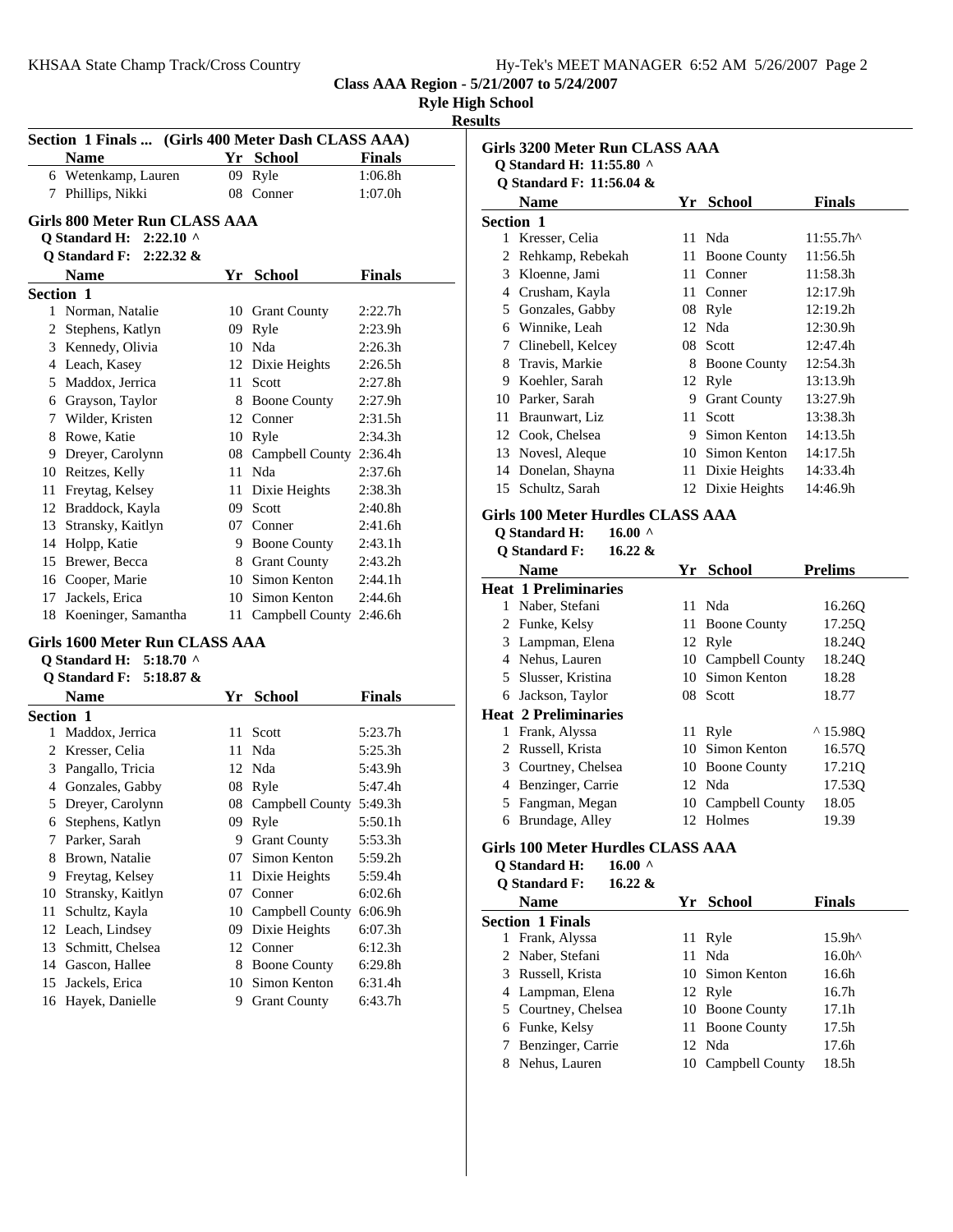**Class AAA Region - 5/21/2007 to 5/24/2007**

**Ryle High School**

**Results**

### Section 1 Finals ... (Girls 400 Meter Dash CLASS AAA)

| | Name | Yr | School | Finals |
|---|---|---|---|---|
| 6 | Wetenkamp, Lauren | 09 | Ryle | 1:06.8h |
| 7 | Phillips, Nikki | 08 | Conner | 1:07.0h |

### Girls 800 Meter Run CLASS AAA

**Q Standard H: 2:22.10 ^**

**Q Standard F: 2:22.32 &**

**Section 1**

| | Name | Yr | School | Finals |
|---|---|---|---|---|
| 1 | Norman, Natalie | 10 | Grant County | 2:22.7h |
| 2 | Stephens, Katlyn | 09 | Ryle | 2:23.9h |
| 3 | Kennedy, Olivia | 10 | Nda | 2:26.3h |
| 4 | Leach, Kasey | 12 | Dixie Heights | 2:26.5h |
| 5 | Maddox, Jerrica | 11 | Scott | 2:27.8h |
| 6 | Grayson, Taylor | 8 | Boone County | 2:27.9h |
| 7 | Wilder, Kristen | 12 | Conner | 2:31.5h |
| 8 | Rowe, Katie | 10 | Ryle | 2:34.3h |
| 9 | Dreyer, Carolynn | 08 | Campbell County | 2:36.4h |
| 10 | Reitzes, Kelly | 11 | Nda | 2:37.6h |
| 11 | Freytag, Kelsey | 11 | Dixie Heights | 2:38.3h |
| 12 | Braddock, Kayla | 09 | Scott | 2:40.8h |
| 13 | Stransky, Kaitlyn | 07 | Conner | 2:41.6h |
| 14 | Holpp, Katie | 9 | Boone County | 2:43.1h |
| 15 | Brewer, Becca | 8 | Grant County | 2:43.2h |
| 16 | Cooper, Marie | 10 | Simon Kenton | 2:44.1h |
| 17 | Jackels, Erica | 10 | Simon Kenton | 2:44.6h |
| 18 | Koeninger, Samantha | 11 | Campbell County | 2:46.6h |

### Girls 1600 Meter Run CLASS AAA

**Q Standard H: 5:18.70 ^**

**Q Standard F: 5:18.87 &**

**Section 1**

| | Name | Yr | School | Finals |
|---|---|---|---|---|
| 1 | Maddox, Jerrica | 11 | Scott | 5:23.7h |
| 2 | Kresser, Celia | 11 | Nda | 5:25.3h |
| 3 | Pangallo, Tricia | 12 | Nda | 5:43.9h |
| 4 | Gonzales, Gabby | 08 | Ryle | 5:47.4h |
| 5 | Dreyer, Carolynn | 08 | Campbell County | 5:49.3h |
| 6 | Stephens, Katlyn | 09 | Ryle | 5:50.1h |
| 7 | Parker, Sarah | 9 | Grant County | 5:53.3h |
| 8 | Brown, Natalie | 07 | Simon Kenton | 5:59.2h |
| 9 | Freytag, Kelsey | 11 | Dixie Heights | 5:59.4h |
| 10 | Stransky, Kaitlyn | 07 | Conner | 6:02.6h |
| 11 | Schultz, Kayla | 10 | Campbell County | 6:06.9h |
| 12 | Leach, Lindsey | 09 | Dixie Heights | 6:07.3h |
| 13 | Schmitt, Chelsea | 12 | Conner | 6:12.3h |
| 14 | Gascon, Hallee | 8 | Boone County | 6:29.8h |
| 15 | Jackels, Erica | 10 | Simon Kenton | 6:31.4h |
| 16 | Hayek, Danielle | 9 | Grant County | 6:43.7h |

### Girls 3200 Meter Run CLASS AAA

**Q Standard H: 11:55.80 ^**

**Q Standard F: 11:56.04 &**

**Section 1**

| | Name | Yr | School | Finals |
|---|---|---|---|---|
| 1 | Kresser, Celia | 11 | Nda | 11:55.7h^ |
| 2 | Rehkamp, Rebekah | 11 | Boone County | 11:56.5h |
| 3 | Kloenne, Jami | 11 | Conner | 11:58.3h |
| 4 | Crusham, Kayla | 11 | Conner | 12:17.9h |
| 5 | Gonzales, Gabby | 08 | Ryle | 12:19.2h |
| 6 | Winnike, Leah | 12 | Nda | 12:30.9h |
| 7 | Clinebell, Kelcey | 08 | Scott | 12:47.4h |
| 8 | Travis, Markie | 8 | Boone County | 12:54.3h |
| 9 | Koehler, Sarah | 12 | Ryle | 13:13.9h |
| 10 | Parker, Sarah | 9 | Grant County | 13:27.9h |
| 11 | Braunwart, Liz | 11 | Scott | 13:38.3h |
| 12 | Cook, Chelsea | 9 | Simon Kenton | 14:13.5h |
| 13 | Novesl, Aleque | 10 | Simon Kenton | 14:17.5h |
| 14 | Donelan, Shayna | 11 | Dixie Heights | 14:33.4h |
| 15 | Schultz, Sarah | 12 | Dixie Heights | 14:46.9h |

### Girls 100 Meter Hurdles CLASS AAA

**Q Standard H: 16.00 ^**

**Q Standard F: 16.22 &**

| | Name | Yr | School | Prelims |
|---|---|---|---|---|
| **Heat 1 Preliminaries** | | | | |
| 1 | Naber, Stefani | 11 | Nda | 16.26Q |
| 2 | Funke, Kelsy | 11 | Boone County | 17.25Q |
| 3 | Lampman, Elena | 12 | Ryle | 18.24Q |
| 4 | Nehus, Lauren | 10 | Campbell County | 18.24Q |
| 5 | Slusser, Kristina | 10 | Simon Kenton | 18.28 |
| 6 | Jackson, Taylor | 08 | Scott | 18.77 |
| **Heat 2 Preliminaries** | | | | |
| 1 | Frank, Alyssa | 11 | Ryle | ^ 15.98Q |
| 2 | Russell, Krista | 10 | Simon Kenton | 16.57Q |
| 3 | Courtney, Chelsea | 10 | Boone County | 17.21Q |
| 4 | Benzinger, Carrie | 12 | Nda | 17.53Q |
| 5 | Fangman, Megan | 10 | Campbell County | 18.05 |
| 6 | Brundage, Alley | 12 | Holmes | 19.39 |

### Girls 100 Meter Hurdles CLASS AAA

**Q Standard H: 16.00 ^**

**Q Standard F: 16.22 &**

**Section 1 Finals**

| | Name | Yr | School | Finals |
|---|---|---|---|---|
| 1 | Frank, Alyssa | 11 | Ryle | 15.9h^ |
| 2 | Naber, Stefani | 11 | Nda | 16.0h^ |
| 3 | Russell, Krista | 10 | Simon Kenton | 16.6h |
| 4 | Lampman, Elena | 12 | Ryle | 16.7h |
| 5 | Courtney, Chelsea | 10 | Boone County | 17.1h |
| 6 | Funke, Kelsy | 11 | Boone County | 17.5h |
| 7 | Benzinger, Carrie | 12 | Nda | 17.6h |
| 8 | Nehus, Lauren | 10 | Campbell County | 18.5h |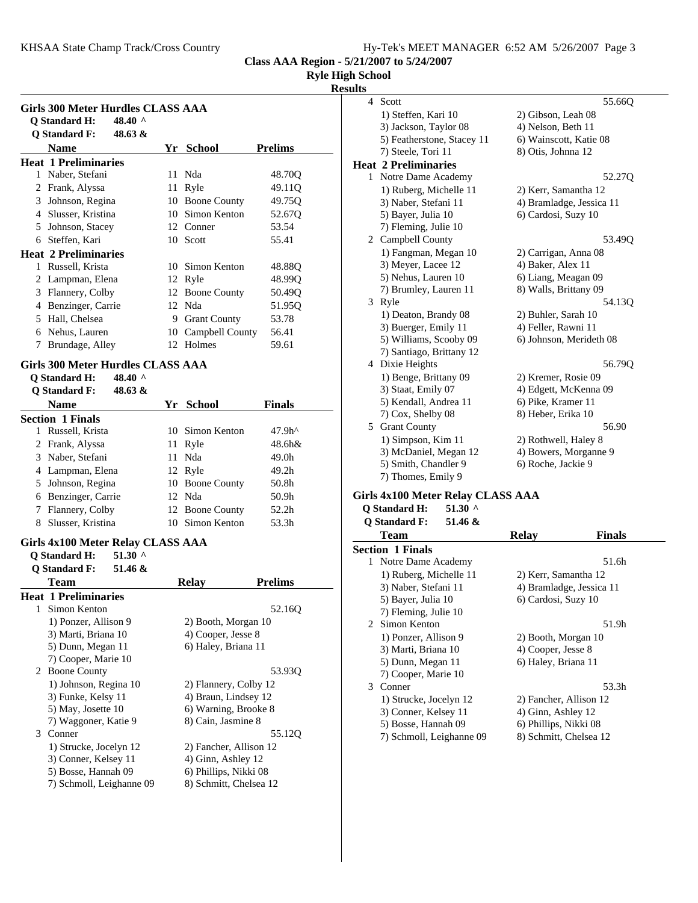Class AAA Region - 5/21/2007 to 5/24/2007

Ryle High School

Results

## Girls 300 Meter Hurdles CLASS AAA

Q Standard H: 48.40 ^
Q Standard F: 48.63 &

| | Name | Yr | School | Prelims |
|---|---|---|---|---|
| **Heat 1 Preliminaries** | | | | |
| 1 | Naber, Stefani | 11 | Nda | 48.70Q |
| 2 | Frank, Alyssa | 11 | Ryle | 49.11Q |
| 3 | Johnson, Regina | 10 | Boone County | 49.75Q |
| 4 | Slusser, Kristina | 10 | Simon Kenton | 52.67Q |
| 5 | Johnson, Stacey | 12 | Conner | 53.54 |
| 6 | Steffen, Kari | 10 | Scott | 55.41 |
| **Heat 2 Preliminaries** | | | | |
| 1 | Russell, Krista | 10 | Simon Kenton | 48.88Q |
| 2 | Lampman, Elena | 12 | Ryle | 48.99Q |
| 3 | Flannery, Colby | 12 | Boone County | 50.49Q |
| 4 | Benzinger, Carrie | 12 | Nda | 51.95Q |
| 5 | Hall, Chelsea | 9 | Grant County | 53.78 |
| 6 | Nehus, Lauren | 10 | Campbell County | 56.41 |
| 7 | Brundage, Alley | 12 | Holmes | 59.61 |

## Girls 300 Meter Hurdles CLASS AAA

Q Standard H: 48.40 ^
Q Standard F: 48.63 &

| | Name | Yr | School | Finals |
|---|---|---|---|---|
| **Section 1 Finals** | | | | |
| 1 | Russell, Krista | 10 | Simon Kenton | 47.9h^ |
| 2 | Frank, Alyssa | 11 | Ryle | 48.6h& |
| 3 | Naber, Stefani | 11 | Nda | 49.0h |
| 4 | Lampman, Elena | 12 | Ryle | 49.2h |
| 5 | Johnson, Regina | 10 | Boone County | 50.8h |
| 6 | Benzinger, Carrie | 12 | Nda | 50.9h |
| 7 | Flannery, Colby | 12 | Boone County | 52.2h |
| 8 | Slusser, Kristina | 10 | Simon Kenton | 53.3h |

## Girls 4x100 Meter Relay CLASS AAA

Q Standard H: 51.30 ^
Q Standard F: 51.46 &

| | Team | Relay | Prelims |
|---|---|---|---|
| **Heat 1 Preliminaries** | | | |
| 1 | Simon Kenton | | 52.16Q |
| | 1) Ponzer, Allison 9 | 2) Booth, Morgan 10 | |
| | 3) Marti, Briana 10 | 4) Cooper, Jesse 8 | |
| | 5) Dunn, Megan 11 | 6) Haley, Briana 11 | |
| | 7) Cooper, Marie 10 | | |
| 2 | Boone County | | 53.93Q |
| | 1) Johnson, Regina 10 | 2) Flannery, Colby 12 | |
| | 3) Funke, Kelsy 11 | 4) Braun, Lindsey 12 | |
| | 5) May, Josette 10 | 6) Warning, Brooke 8 | |
| | 7) Waggoner, Katie 9 | 8) Cain, Jasmine 8 | |
| 3 | Conner | | 55.12Q |
| | 1) Strucke, Jocelyn 12 | 2) Fancher, Allison 12 | |
| | 3) Conner, Kelsey 11 | 4) Ginn, Ashley 12 | |
| | 5) Bosse, Hannah 09 | 6) Phillips, Nikki 08 | |
| | 7) Schmoll, Leighanne 09 | 8) Schmitt, Chelsea 12 | |
| 4 | Scott | | 55.66Q |
| | 1) Steffen, Kari 10 | 2) Gibson, Leah 08 | |
| | 3) Jackson, Taylor 08 | 4) Nelson, Beth 11 | |
| | 5) Featherstone, Stacey 11 | 6) Wainscott, Katie 08 | |
| | 7) Steele, Tori 11 | 8) Otis, Johnna 12 | |
| **Heat 2 Preliminaries** | | | |
| 1 | Notre Dame Academy | | 52.27Q |
| | 1) Ruberg, Michelle 11 | 2) Kerr, Samantha 12 | |
| | 3) Naber, Stefani 11 | 4) Bramladge, Jessica 11 | |
| | 5) Bayer, Julia 10 | 6) Cardosi, Suzy 10 | |
| | 7) Fleming, Julie 10 | | |
| 2 | Campbell County | | 53.49Q |
| | 1) Fangman, Megan 10 | 2) Carrigan, Anna 08 | |
| | 3) Meyer, Lacee 12 | 4) Baker, Alex 11 | |
| | 5) Nehus, Lauren 10 | 6) Liang, Meagan 09 | |
| | 7) Brumley, Lauren 11 | 8) Walls, Brittany 09 | |
| 3 | Ryle | | 54.13Q |
| | 1) Deaton, Brandy 08 | 2) Buhler, Sarah 10 | |
| | 3) Buerger, Emily 11 | 4) Feller, Rawni 11 | |
| | 5) Williams, Scooby 09 | 6) Johnson, Merideth 08 | |
| | 7) Santiago, Brittany 12 | | |
| 4 | Dixie Heights | | 56.79Q |
| | 1) Benge, Brittany 09 | 2) Kremer, Rosie 09 | |
| | 3) Staat, Emily 07 | 4) Edgett, McKenna 09 | |
| | 5) Kendall, Andrea 11 | 6) Pike, Kramer 11 | |
| | 7) Cox, Shelby 08 | 8) Heber, Erika 10 | |
| 5 | Grant County | | 56.90 |
| | 1) Simpson, Kim 11 | 2) Rothwell, Haley 8 | |
| | 3) McDaniel, Megan 12 | 4) Bowers, Morganne 9 | |
| | 5) Smith, Chandler 9 | 6) Roche, Jackie 9 | |
| | 7) Thomes, Emily 9 | | |

## Girls 4x100 Meter Relay CLASS AAA

Q Standard H: 51.30 ^
Q Standard F: 51.46 &

| | Team | Relay | Finals |
|---|---|---|---|
| **Section 1 Finals** | | | |
| 1 | Notre Dame Academy | | 51.6h |
| | 1) Ruberg, Michelle 11 | 2) Kerr, Samantha 12 | |
| | 3) Naber, Stefani 11 | 4) Bramladge, Jessica 11 | |
| | 5) Bayer, Julia 10 | 6) Cardosi, Suzy 10 | |
| | 7) Fleming, Julie 10 | | |
| 2 | Simon Kenton | | 51.9h |
| | 1) Ponzer, Allison 9 | 2) Booth, Morgan 10 | |
| | 3) Marti, Briana 10 | 4) Cooper, Jesse 8 | |
| | 5) Dunn, Megan 11 | 6) Haley, Briana 11 | |
| | 7) Cooper, Marie 10 | | |
| 3 | Conner | | 53.3h |
| | 1) Strucke, Jocelyn 12 | 2) Fancher, Allison 12 | |
| | 3) Conner, Kelsey 11 | 4) Ginn, Ashley 12 | |
| | 5) Bosse, Hannah 09 | 6) Phillips, Nikki 08 | |
| | 7) Schmoll, Leighanne 09 | 8) Schmitt, Chelsea 12 | |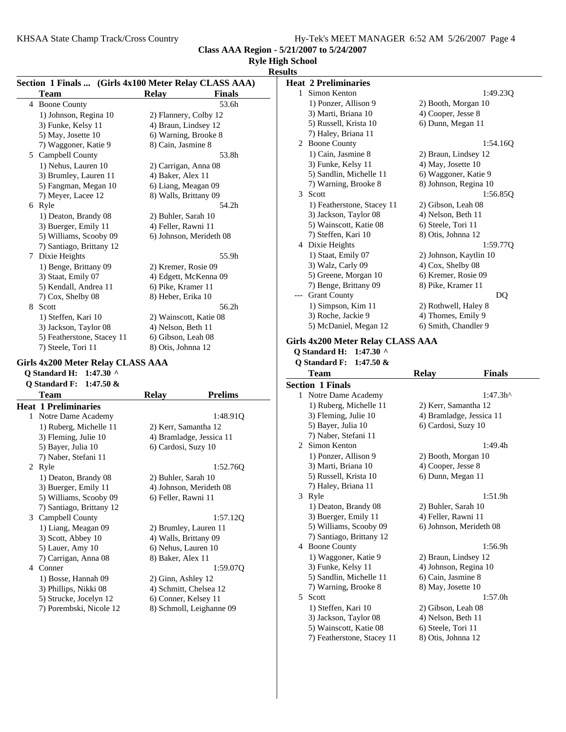**Class AAA Region - 5/21/2007 to 5/24/2007**

**Ryle High School**

**Results**

### Section 1 Finals ... (Girls 4x100 Meter Relay CLASS AAA)

| | Team | Relay | Finals |
|---|---|---|---|
| 4 | Boone County | | 53.6h |
| | 1) Johnson, Regina 10 | 2) Flannery, Colby 12 | |
| | 3) Funke, Kelsy 11 | 4) Braun, Lindsey 12 | |
| | 5) May, Josette 10 | 6) Warning, Brooke 8 | |
| | 7) Waggoner, Katie 9 | 8) Cain, Jasmine 8 | |
| 5 | Campbell County | | 53.8h |
| | 1) Nehus, Lauren 10 | 2) Carrigan, Anna 08 | |
| | 3) Brumley, Lauren 11 | 4) Baker, Alex 11 | |
| | 5) Fangman, Megan 10 | 6) Liang, Meagan 09 | |
| | 7) Meyer, Lacee 12 | 8) Walls, Brittany 09 | |
| 6 | Ryle | | 54.2h |
| | 1) Deaton, Brandy 08 | 2) Buhler, Sarah 10 | |
| | 3) Buerger, Emily 11 | 4) Feller, Rawni 11 | |
| | 5) Williams, Scooby 09 | 6) Johnson, Merideth 08 | |
| | 7) Santiago, Brittany 12 | | |
| 7 | Dixie Heights | | 55.9h |
| | 1) Benge, Brittany 09 | 2) Kremer, Rosie 09 | |
| | 3) Staat, Emily 07 | 4) Edgett, McKenna 09 | |
| | 5) Kendall, Andrea 11 | 6) Pike, Kramer 11 | |
| | 7) Cox, Shelby 08 | 8) Heber, Erika 10 | |
| 8 | Scott | | 56.2h |
| | 1) Steffen, Kari 10 | 2) Wainscott, Katie 08 | |
| | 3) Jackson, Taylor 08 | 4) Nelson, Beth 11 | |
| | 5) Featherstone, Stacey 11 | 6) Gibson, Leah 08 | |
| | 7) Steele, Tori 11 | 8) Otis, Johnna 12 | |

### Girls 4x200 Meter Relay CLASS AAA

**Q Standard H: 1:47.30 ^**

**Q Standard F: 1:47.50 &**

| | Team | Relay | Prelims |
|---|---|---|---|
| **Heat 1 Preliminaries** | | | |
| 1 | Notre Dame Academy | | 1:48.91Q |
| | 1) Ruberg, Michelle 11 | 2) Kerr, Samantha 12 | |
| | 3) Fleming, Julie 10 | 4) Bramladge, Jessica 11 | |
| | 5) Bayer, Julia 10 | 6) Cardosi, Suzy 10 | |
| | 7) Naber, Stefani 11 | | |
| 2 | Ryle | | 1:52.76Q |
| | 1) Deaton, Brandy 08 | 2) Buhler, Sarah 10 | |
| | 3) Buerger, Emily 11 | 4) Johnson, Merideth 08 | |
| | 5) Williams, Scooby 09 | 6) Feller, Rawni 11 | |
| | 7) Santiago, Brittany 12 | | |
| 3 | Campbell County | | 1:57.12Q |
| | 1) Liang, Meagan 09 | 2) Brumley, Lauren 11 | |
| | 3) Scott, Abbey 10 | 4) Walls, Brittany 09 | |
| | 5) Lauer, Amy 10 | 6) Nehus, Lauren 10 | |
| | 7) Carrigan, Anna 08 | 8) Baker, Alex 11 | |
| 4 | Conner | | 1:59.07Q |
| | 1) Bosse, Hannah 09 | 2) Ginn, Ashley 12 | |
| | 3) Phillips, Nikki 08 | 4) Schmitt, Chelsea 12 | |
| | 5) Strucke, Jocelyn 12 | 6) Conner, Kelsey 11 | |
| | 7) Porembski, Nicole 12 | 8) Schmoll, Leighanne 09 | |
| **Heat 2 Preliminaries** | | | |
| 1 | Simon Kenton | | 1:49.23Q |
| | 1) Ponzer, Allison 9 | 2) Booth, Morgan 10 | |
| | 3) Marti, Briana 10 | 4) Cooper, Jesse 8 | |
| | 5) Russell, Krista 10 | 6) Dunn, Megan 11 | |
| | 7) Haley, Briana 11 | | |
| 2 | Boone County | | 1:54.16Q |
| | 1) Cain, Jasmine 8 | 2) Braun, Lindsey 12 | |
| | 3) Funke, Kelsy 11 | 4) May, Josette 10 | |
| | 5) Sandlin, Michelle 11 | 6) Waggoner, Katie 9 | |
| | 7) Warning, Brooke 8 | 8) Johnson, Regina 10 | |
| 3 | Scott | | 1:56.85Q |
| | 1) Featherstone, Stacey 11 | 2) Gibson, Leah 08 | |
| | 3) Jackson, Taylor 08 | 4) Nelson, Beth 11 | |
| | 5) Wainscott, Katie 08 | 6) Steele, Tori 11 | |
| | 7) Steffen, Kari 10 | 8) Otis, Johnna 12 | |
| 4 | Dixie Heights | | 1:59.77Q |
| | 1) Staat, Emily 07 | 2) Johnson, Kaytlin 10 | |
| | 3) Walz, Carly 09 | 4) Cox, Shelby 08 | |
| | 5) Greene, Morgan 10 | 6) Kremer, Rosie 09 | |
| | 7) Benge, Brittany 09 | 8) Pike, Kramer 11 | |
| --- | Grant County | | DQ |
| | 1) Simpson, Kim 11 | 2) Rothwell, Haley 8 | |
| | 3) Roche, Jackie 9 | 4) Thomes, Emily 9 | |
| | 5) McDaniel, Megan 12 | 6) Smith, Chandler 9 | |

### Girls 4x200 Meter Relay CLASS AAA

**Q Standard H: 1:47.30 ^**

**Q Standard F: 1:47.50 &**

| | Team | Relay | Finals |
|---|---|---|---|
| **Section 1 Finals** | | | |
| 1 | Notre Dame Academy | | 1:47.3h^ |
| | 1) Ruberg, Michelle 11 | 2) Kerr, Samantha 12 | |
| | 3) Fleming, Julie 10 | 4) Bramladge, Jessica 11 | |
| | 5) Bayer, Julia 10 | 6) Cardosi, Suzy 10 | |
| | 7) Naber, Stefani 11 | | |
| 2 | Simon Kenton | | 1:49.4h |
| | 1) Ponzer, Allison 9 | 2) Booth, Morgan 10 | |
| | 3) Marti, Briana 10 | 4) Cooper, Jesse 8 | |
| | 5) Russell, Krista 10 | 6) Dunn, Megan 11 | |
| | 7) Haley, Briana 11 | | |
| 3 | Ryle | | 1:51.9h |
| | 1) Deaton, Brandy 08 | 2) Buhler, Sarah 10 | |
| | 3) Buerger, Emily 11 | 4) Feller, Rawni 11 | |
| | 5) Williams, Scooby 09 | 6) Johnson, Merideth 08 | |
| | 7) Santiago, Brittany 12 | | |
| 4 | Boone County | | 1:56.9h |
| | 1) Waggoner, Katie 9 | 2) Braun, Lindsey 12 | |
| | 3) Funke, Kelsy 11 | 4) Johnson, Regina 10 | |
| | 5) Sandlin, Michelle 11 | 6) Cain, Jasmine 8 | |
| | 7) Warning, Brooke 8 | 8) May, Josette 10 | |
| 5 | Scott | | 1:57.0h |
| | 1) Steffen, Kari 10 | 2) Gibson, Leah 08 | |
| | 3) Jackson, Taylor 08 | 4) Nelson, Beth 11 | |
| | 5) Wainscott, Katie 08 | 6) Steele, Tori 11 | |
| | 7) Featherstone, Stacey 11 | 8) Otis, Johnna 12 | |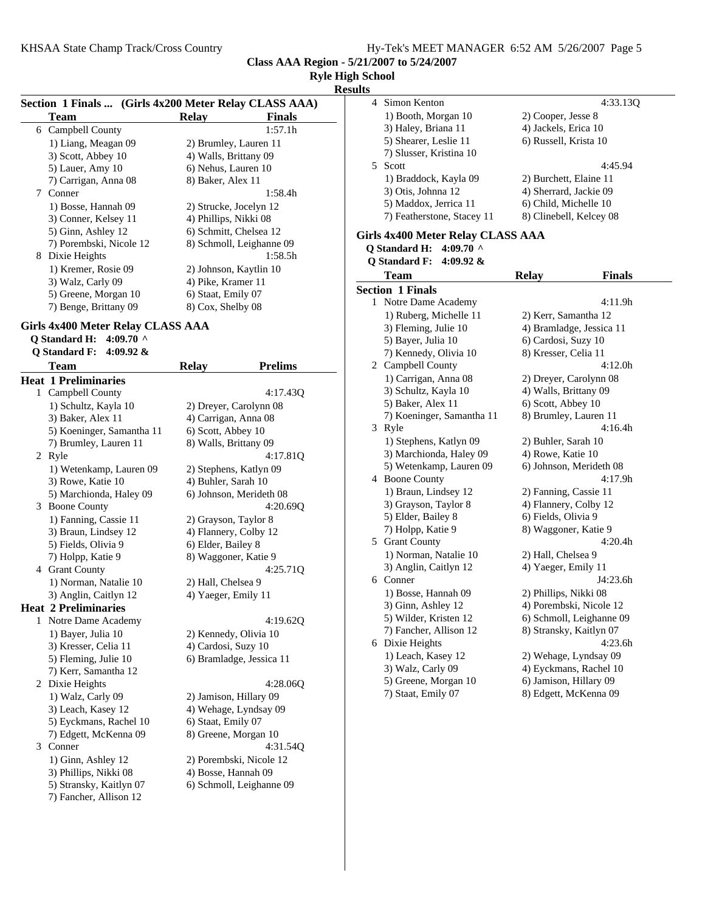Class AAA Region - 5/21/2007 to 5/24/2007

Ryle High School

Results

**Section 1 Finals ... (Girls 4x200 Meter Relay CLASS AAA)**

| | Team | Relay | Finals |
|---|---|---|---|
| 6 | Campbell County | | 1:57.1h |
| | 1) Liang, Meagan 09 | 2) Brumley, Lauren 11 | |
| | 3) Scott, Abbey 10 | 4) Walls, Brittany 09 | |
| | 5) Lauer, Amy 10 | 6) Nehus, Lauren 10 | |
| | 7) Carrigan, Anna 08 | 8) Baker, Alex 11 | |
| 7 | Conner | | 1:58.4h |
| | 1) Bosse, Hannah 09 | 2) Strucke, Jocelyn 12 | |
| | 3) Conner, Kelsey 11 | 4) Phillips, Nikki 08 | |
| | 5) Ginn, Ashley 12 | 6) Schmitt, Chelsea 12 | |
| | 7) Porembski, Nicole 12 | 8) Schmoll, Leighanne 09 | |
| 8 | Dixie Heights | | 1:58.5h |
| | 1) Kremer, Rosie 09 | 2) Johnson, Kaytlin 10 | |
| | 3) Walz, Carly 09 | 4) Pike, Kramer 11 | |
| | 5) Greene, Morgan 10 | 6) Staat, Emily 07 | |
| | 7) Benge, Brittany 09 | 8) Cox, Shelby 08 | |

## Girls 4x400 Meter Relay CLASS AAA

**Q Standard H: 4:09.70 ^**
**Q Standard F: 4:09.92 &**

| | Team | Relay | Prelims |
|---|---|---|---|
| **Heat 1 Preliminaries** | | | |
| 1 | Campbell County | | 4:17.43Q |
| | 1) Schultz, Kayla 10 | 2) Dreyer, Carolynn 08 | |
| | 3) Baker, Alex 11 | 4) Carrigan, Anna 08 | |
| | 5) Koeninger, Samantha 11 | 6) Scott, Abbey 10 | |
| | 7) Brumley, Lauren 11 | 8) Walls, Brittany 09 | |
| 2 | Ryle | | 4:17.81Q |
| | 1) Wetenkamp, Lauren 09 | 2) Stephens, Katlyn 09 | |
| | 3) Rowe, Katie 10 | 4) Buhler, Sarah 10 | |
| | 5) Marchionda, Haley 09 | 6) Johnson, Merideth 08 | |
| 3 | Boone County | | 4:20.69Q |
| | 1) Fanning, Cassie 11 | 2) Grayson, Taylor 8 | |
| | 3) Braun, Lindsey 12 | 4) Flannery, Colby 12 | |
| | 5) Fields, Olivia 9 | 6) Elder, Bailey 8 | |
| | 7) Holpp, Katie 9 | 8) Waggoner, Katie 9 | |
| 4 | Grant County | | 4:25.71Q |
| | 1) Norman, Natalie 10 | 2) Hall, Chelsea 9 | |
| | 3) Anglin, Caitlyn 12 | 4) Yaeger, Emily 11 | |
| **Heat 2 Preliminaries** | | | |
| 1 | Notre Dame Academy | | 4:19.62Q |
| | 1) Bayer, Julia 10 | 2) Kennedy, Olivia 10 | |
| | 3) Kresser, Celia 11 | 4) Cardosi, Suzy 10 | |
| | 5) Fleming, Julie 10 | 6) Bramladge, Jessica 11 | |
| | 7) Kerr, Samantha 12 | | |
| 2 | Dixie Heights | | 4:28.06Q |
| | 1) Walz, Carly 09 | 2) Jamison, Hillary 09 | |
| | 3) Leach, Kasey 12 | 4) Wehage, Lyndsay 09 | |
| | 5) Eyckmans, Rachel 10 | 6) Staat, Emily 07 | |
| | 7) Edgett, McKenna 09 | 8) Greene, Morgan 10 | |
| 3 | Conner | | 4:31.54Q |
| | 1) Ginn, Ashley 12 | 2) Porembski, Nicole 12 | |
| | 3) Phillips, Nikki 08 | 4) Bosse, Hannah 09 | |
| | 5) Stransky, Kaitlyn 07 | 6) Schmoll, Leighanne 09 | |
| | 7) Fancher, Allison 12 | | |
| 4 | Simon Kenton | | 4:33.13Q |
| | 1) Booth, Morgan 10 | 2) Cooper, Jesse 8 | |
| | 3) Haley, Briana 11 | 4) Jackels, Erica 10 | |
| | 5) Shearer, Leslie 11 | 6) Russell, Krista 10 | |
| | 7) Slusser, Kristina 10 | | |
| 5 | Scott | | 4:45.94 |
| | 1) Braddock, Kayla 09 | 2) Burchett, Elaine 11 | |
| | 3) Otis, Johnna 12 | 4) Sherrard, Jackie 09 | |
| | 5) Maddox, Jerrica 11 | 6) Child, Michelle 10 | |
| | 7) Featherstone, Stacey 11 | 8) Clinebell, Kelcey 08 | |

## Girls 4x400 Meter Relay CLASS AAA

**Q Standard H: 4:09.70 ^**
**Q Standard F: 4:09.92 &**

| | Team | Relay | Finals |
|---|---|---|---|
| **Section 1 Finals** | | | |
| 1 | Notre Dame Academy | | 4:11.9h |
| | 1) Ruberg, Michelle 11 | 2) Kerr, Samantha 12 | |
| | 3) Fleming, Julie 10 | 4) Bramladge, Jessica 11 | |
| | 5) Bayer, Julia 10 | 6) Cardosi, Suzy 10 | |
| | 7) Kennedy, Olivia 10 | 8) Kresser, Celia 11 | |
| 2 | Campbell County | | 4:12.0h |
| | 1) Carrigan, Anna 08 | 2) Dreyer, Carolynn 08 | |
| | 3) Schultz, Kayla 10 | 4) Walls, Brittany 09 | |
| | 5) Baker, Alex 11 | 6) Scott, Abbey 10 | |
| | 7) Koeninger, Samantha 11 | 8) Brumley, Lauren 11 | |
| 3 | Ryle | | 4:16.4h |
| | 1) Stephens, Katlyn 09 | 2) Buhler, Sarah 10 | |
| | 3) Marchionda, Haley 09 | 4) Rowe, Katie 10 | |
| | 5) Wetenkamp, Lauren 09 | 6) Johnson, Merideth 08 | |
| 4 | Boone County | | 4:17.9h |
| | 1) Braun, Lindsey 12 | 2) Fanning, Cassie 11 | |
| | 3) Grayson, Taylor 8 | 4) Flannery, Colby 12 | |
| | 5) Elder, Bailey 8 | 6) Fields, Olivia 9 | |
| | 7) Holpp, Katie 9 | 8) Waggoner, Katie 9 | |
| 5 | Grant County | | 4:20.4h |
| | 1) Norman, Natalie 10 | 2) Hall, Chelsea 9 | |
| | 3) Anglin, Caitlyn 12 | 4) Yaeger, Emily 11 | |
| 6 | Conner | | J4:23.6h |
| | 1) Bosse, Hannah 09 | 2) Phillips, Nikki 08 | |
| | 3) Ginn, Ashley 12 | 4) Porembski, Nicole 12 | |
| | 5) Wilder, Kristen 12 | 6) Schmoll, Leighanne 09 | |
| | 7) Fancher, Allison 12 | 8) Stransky, Kaitlyn 07 | |
| 6 | Dixie Heights | | 4:23.6h |
| | 1) Leach, Kasey 12 | 2) Wehage, Lyndsay 09 | |
| | 3) Walz, Carly 09 | 4) Eyckmans, Rachel 10 | |
| | 5) Greene, Morgan 10 | 6) Jamison, Hillary 09 | |
| | 7) Staat, Emily 07 | 8) Edgett, McKenna 09 | |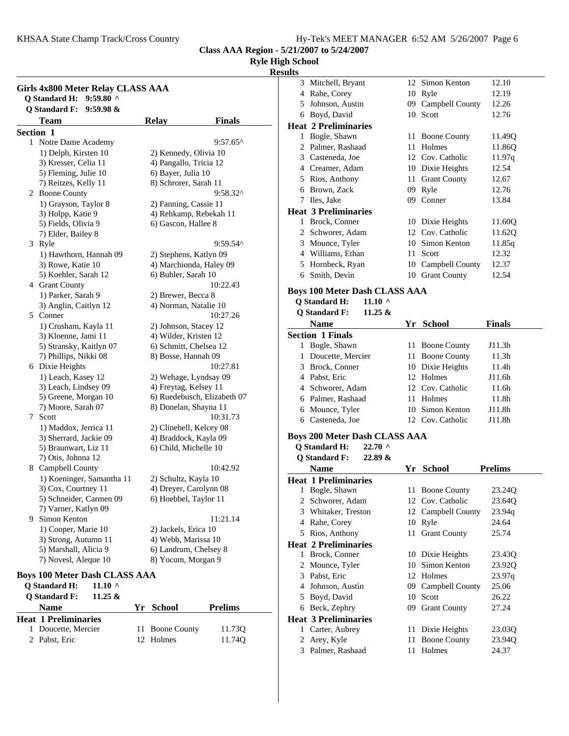Class AAA Region - 5/21/2007 to 5/24/2007

Ryle High School

Results

## Girls 4x800 Meter Relay CLASS AAA

Q Standard H: 9:59.80 ^

Q Standard F: 9:59.98 &

| | Team | Relay | Finals |
|---|---|---|---|
| **Section 1** | | | |
| 1 | Notre Dame Academy | | 9:57.65^ |
| | 1) Delph, Kirsten 10 | 2) Kennedy, Olivia 10 | |
| | 3) Kresser, Celia 11 | 4) Pangallo, Tricia 12 | |
| | 5) Fleming, Julie 10 | 6) Bayer, Julia 10 | |
| | 7) Reitzes, Kelly 11 | 8) Schrorer, Sarah 11 | |
| 2 | Boone County | | 9:58.32^ |
| | 1) Grayson, Taylor 8 | 2) Fanning, Cassie 11 | |
| | 3) Holpp, Katie 9 | 4) Rehkamp, Rebekah 11 | |
| | 5) Fields, Olivia 9 | 6) Gascon, Hallee 8 | |
| | 7) Elder, Bailey 8 | | |
| 3 | Ryle | | 9:59.54^ |
| | 1) Hawthorn, Hannah 09 | 2) Stephens, Katlyn 09 | |
| | 3) Rowe, Katie 10 | 4) Marchionda, Haley 09 | |
| | 5) Koehler, Sarah 12 | 6) Buhler, Sarah 10 | |
| 4 | Grant County | | 10:22.43 |
| | 1) Parker, Sarah 9 | 2) Brewer, Becca 8 | |
| | 3) Anglin, Caitlyn 12 | 4) Norman, Natalie 10 | |
| 5 | Conner | | 10:27.26 |
| | 1) Crusham, Kayla 11 | 2) Johnson, Stacey 12 | |
| | 3) Kloenne, Jami 11 | 4) Wilder, Kristen 12 | |
| | 5) Stransky, Kaitlyn 07 | 6) Schmitt, Chelsea 12 | |
| | 7) Phillips, Nikki 08 | 8) Bosse, Hannah 09 | |
| 6 | Dixie Heights | | 10:27.81 |
| | 1) Leach, Kasey 12 | 2) Wehage, Lyndsay 09 | |
| | 3) Leach, Lindsey 09 | 4) Freytag, Kelsey 11 | |
| | 5) Greene, Morgan 10 | 6) Ruedebusch, Elizabeth 07 | |
| | 7) Moore, Sarah 07 | 8) Donelan, Shayna 11 | |
| 7 | Scott | | 10:31.73 |
| | 1) Maddox, Jerrica 11 | 2) Clinebell, Kelcey 08 | |
| | 3) Sherrard, Jackie 09 | 4) Braddock, Kayla 09 | |
| | 5) Braunwart, Liz 11 | 6) Child, Michelle 10 | |
| | 7) Otis, Johnna 12 | | |
| 8 | Campbell County | | 10:42.92 |
| | 1) Koeninger, Samantha 11 | 2) Schultz, Kayla 10 | |
| | 3) Cox, Courtney 11 | 4) Dreyer, Carolynn 08 | |
| | 5) Schneider, Carmen 09 | 6) Hoebbel, Taylor 11 | |
| | 7) Varner, Katlyn 09 | | |
| 9 | Simon Kenton | | 11:21.14 |
| | 1) Cooper, Marie 10 | 2) Jackels, Erica 10 | |
| | 3) Strong, Autumn 11 | 4) Webb, Marissa 10 | |
| | 5) Marshall, Alicia 9 | 6) Landrum, Chelsey 8 | |
| | 7) Novesl, Aleque 10 | 8) Yocum, Morgan 9 | |

## Boys 100 Meter Dash CLASS AAA

Q Standard H: 11.10 ^

Q Standard F: 11.25 &

| | Name | Yr | School | Prelims |
|---|---|---|---|---|
| **Heat 1 Preliminaries** | | | | |
| 1 | Doucette, Mercier | 11 | Boone County | 11.73Q |
| 2 | Pabst, Eric | 12 | Holmes | 11.74Q |
| 3 | Mitchell, Bryant | 12 | Simon Kenton | 12.10 |
| 4 | Rahe, Corey | 10 | Ryle | 12.19 |
| 5 | Johnson, Austin | 09 | Campbell County | 12.26 |
| 6 | Boyd, David | 10 | Scott | 12.76 |
| **Heat 2 Preliminaries** | | | | |
| 1 | Bogle, Shawn | 11 | Boone County | 11.49Q |
| 2 | Palmer, Rashaad | 11 | Holmes | 11.86Q |
| 3 | Casteneda, Joe | 12 | Cov. Catholic | 11.97q |
| 4 | Creamer, Adam | 10 | Dixie Heights | 12.54 |
| 5 | Rios, Anthony | 11 | Grant County | 12.67 |
| 6 | Brown, Zack | 09 | Ryle | 12.76 |
| 7 | Iles, Jake | 09 | Conner | 13.84 |
| **Heat 3 Preliminaries** | | | | |
| 1 | Brock, Conner | 10 | Dixie Heights | 11.60Q |
| 2 | Schworer, Adam | 12 | Cov. Catholic | 11.62Q |
| 3 | Mounce, Tyler | 10 | Simon Kenton | 11.85q |
| 4 | Williams, Ethan | 11 | Scott | 12.32 |
| 5 | Hornbeck, Ryan | 10 | Campbell County | 12.37 |
| 6 | Smith, Devin | 10 | Grant County | 12.54 |

## Boys 100 Meter Dash CLASS AAA

Q Standard H: 11.10 ^

Q Standard F: 11.25 &

| | Name | Yr | School | Finals |
|---|---|---|---|---|
| **Section 1 Finals** | | | | |
| 1 | Bogle, Shawn | 11 | Boone County | J11.3h |
| 1 | Doucette, Mercier | 11 | Boone County | 11.3h |
| 3 | Brock, Conner | 10 | Dixie Heights | 11.4h |
| 4 | Pabst, Eric | 12 | Holmes | J11.6h |
| 4 | Schworer, Adam | 12 | Cov. Catholic | 11.6h |
| 6 | Palmer, Rashaad | 11 | Holmes | 11.8h |
| 6 | Mounce, Tyler | 10 | Simon Kenton | J11.8h |
| 6 | Casteneda, Joe | 12 | Cov. Catholic | J11.8h |

## Boys 200 Meter Dash CLASS AAA

Q Standard H: 22.70 ^

Q Standard F: 22.89 &

| | Name | Yr | School | Prelims |
|---|---|---|---|---|
| **Heat 1 Preliminaries** | | | | |
| 1 | Bogle, Shawn | 11 | Boone County | 23.24Q |
| 2 | Schworer, Adam | 12 | Cov. Catholic | 23.64Q |
| 3 | Whitaker, Treston | 12 | Campbell County | 23.94q |
| 4 | Rahe, Corey | 10 | Ryle | 24.64 |
| 5 | Rios, Anthony | 11 | Grant County | 25.74 |
| **Heat 2 Preliminaries** | | | | |
| 1 | Brock, Conner | 10 | Dixie Heights | 23.43Q |
| 2 | Mounce, Tyler | 10 | Simon Kenton | 23.92Q |
| 3 | Pabst, Eric | 12 | Holmes | 23.97q |
| 4 | Johnson, Austin | 09 | Campbell County | 25.06 |
| 5 | Boyd, David | 10 | Scott | 26.22 |
| 6 | Beck, Zephry | 09 | Grant County | 27.24 |
| **Heat 3 Preliminaries** | | | | |
| 1 | Carter, Aubrey | 11 | Dixie Heights | 23.03Q |
| 2 | Arey, Kyle | 11 | Boone County | 23.94Q |
| 3 | Palmer, Rashaad | 11 | Holmes | 24.37 |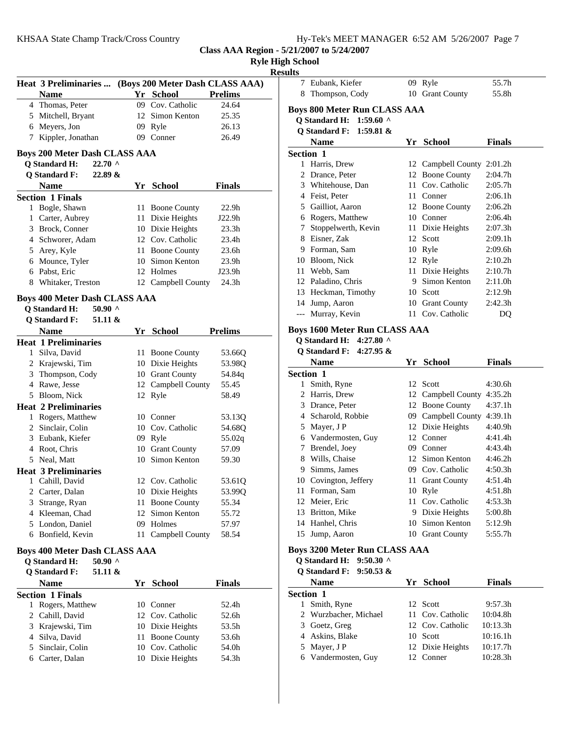Class AAA Region - 5/21/2007 to 5/24/2007

Ryle High School

Results

**Heat 3 Preliminaries ... (Boys 200 Meter Dash CLASS AAA)**

| | Name | Yr | School | Prelims |
|---|---|---|---|---|
| 4 | Thomas, Peter | 09 | Cov. Catholic | 24.64 |
| 5 | Mitchell, Bryant | 12 | Simon Kenton | 25.35 |
| 6 | Meyers, Jon | 09 | Ryle | 26.13 |
| 7 | Kippler, Jonathan | 09 | Conner | 26.49 |

### Boys 200 Meter Dash CLASS AAA

Q Standard H: 22.70 ^
Q Standard F: 22.89 &

| | Name | Yr | School | Finals |
|---|---|---|---|---|
| **Section 1 Finals** | | | | |
| 1 | Bogle, Shawn | 11 | Boone County | 22.9h |
| 1 | Carter, Aubrey | 11 | Dixie Heights | J22.9h |
| 3 | Brock, Conner | 10 | Dixie Heights | 23.3h |
| 4 | Schworer, Adam | 12 | Cov. Catholic | 23.4h |
| 5 | Arey, Kyle | 11 | Boone County | 23.6h |
| 6 | Mounce, Tyler | 10 | Simon Kenton | 23.9h |
| 6 | Pabst, Eric | 12 | Holmes | J23.9h |
| 8 | Whitaker, Treston | 12 | Campbell County | 24.3h |

### Boys 400 Meter Dash CLASS AAA

Q Standard H: 50.90 ^
Q Standard F: 51.11 &

| | Name | Yr | School | Prelims |
|---|---|---|---|---|
| **Heat 1 Preliminaries** | | | | |
| 1 | Silva, David | 11 | Boone County | 53.66Q |
| 2 | Krajewski, Tim | 10 | Dixie Heights | 53.98Q |
| 3 | Thompson, Cody | 10 | Grant County | 54.84q |
| 4 | Rawe, Jesse | 12 | Campbell County | 55.45 |
| 5 | Bloom, Nick | 12 | Ryle | 58.49 |
| **Heat 2 Preliminaries** | | | | |
| 1 | Rogers, Matthew | 10 | Conner | 53.13Q |
| 2 | Sinclair, Colin | 10 | Cov. Catholic | 54.68Q |
| 3 | Eubank, Kiefer | 09 | Ryle | 55.02q |
| 4 | Root, Chris | 10 | Grant County | 57.09 |
| 5 | Neal, Matt | 10 | Simon Kenton | 59.30 |
| **Heat 3 Preliminaries** | | | | |
| 1 | Cahill, David | 12 | Cov. Catholic | 53.61Q |
| 2 | Carter, Dalan | 10 | Dixie Heights | 53.99Q |
| 3 | Strange, Ryan | 11 | Boone County | 55.34 |
| 4 | Kleeman, Chad | 12 | Simon Kenton | 55.72 |
| 5 | London, Daniel | 09 | Holmes | 57.97 |
| 6 | Bonfield, Kevin | 11 | Campbell County | 58.54 |

### Boys 400 Meter Dash CLASS AAA

Q Standard H: 50.90 ^
Q Standard F: 51.11 &

| | Name | Yr | School | Finals |
|---|---|---|---|---|
| **Section 1 Finals** | | | | |
| 1 | Rogers, Matthew | 10 | Conner | 52.4h |
| 2 | Cahill, David | 12 | Cov. Catholic | 52.6h |
| 3 | Krajewski, Tim | 10 | Dixie Heights | 53.5h |
| 4 | Silva, David | 11 | Boone County | 53.6h |
| 5 | Sinclair, Colin | 10 | Cov. Catholic | 54.0h |
| 6 | Carter, Dalan | 10 | Dixie Heights | 54.3h |
| 7 | Eubank, Kiefer | 09 | Ryle | 55.7h |
| 8 | Thompson, Cody | 10 | Grant County | 55.8h |

### Boys 800 Meter Run CLASS AAA

Q Standard H: 1:59.60 ^
Q Standard F: 1:59.81 &

| | Name | Yr | School | Finals |
|---|---|---|---|---|
| **Section 1** | | | | |
| 1 | Harris, Drew | 12 | Campbell County | 2:01.2h |
| 2 | Drance, Peter | 12 | Boone County | 2:04.7h |
| 3 | Whitehouse, Dan | 11 | Cov. Catholic | 2:05.7h |
| 4 | Feist, Peter | 11 | Conner | 2:06.1h |
| 5 | Gailliot, Aaron | 12 | Boone County | 2:06.2h |
| 6 | Rogers, Matthew | 10 | Conner | 2:06.4h |
| 7 | Stoppelwerth, Kevin | 11 | Dixie Heights | 2:07.3h |
| 8 | Eisner, Zak | 12 | Scott | 2:09.1h |
| 9 | Forman, Sam | 10 | Ryle | 2:09.6h |
| 10 | Bloom, Nick | 12 | Ryle | 2:10.2h |
| 11 | Webb, Sam | 11 | Dixie Heights | 2:10.7h |
| 12 | Paladino, Chris | 9 | Simon Kenton | 2:11.0h |
| 13 | Heckman, Timothy | 10 | Scott | 2:12.9h |
| 14 | Jump, Aaron | 10 | Grant County | 2:42.3h |
| --- | Murray, Kevin | 11 | Cov. Catholic | DQ |

### Boys 1600 Meter Run CLASS AAA

Q Standard H: 4:27.80 ^
Q Standard F: 4:27.95 &

| | Name | Yr | School | Finals |
|---|---|---|---|---|
| **Section 1** | | | | |
| 1 | Smith, Ryne | 12 | Scott | 4:30.6h |
| 2 | Harris, Drew | 12 | Campbell County | 4:35.2h |
| 3 | Drance, Peter | 12 | Boone County | 4:37.1h |
| 4 | Scharold, Robbie | 09 | Campbell County | 4:39.1h |
| 5 | Mayer, J P | 12 | Dixie Heights | 4:40.9h |
| 6 | Vandermosten, Guy | 12 | Conner | 4:41.4h |
| 7 | Brendel, Joey | 09 | Conner | 4:43.4h |
| 8 | Wills, Chaise | 12 | Simon Kenton | 4:46.2h |
| 9 | Simms, James | 09 | Cov. Catholic | 4:50.3h |
| 10 | Covington, Jeffery | 11 | Grant County | 4:51.4h |
| 11 | Forman, Sam | 10 | Ryle | 4:51.8h |
| 12 | Meier, Eric | 11 | Cov. Catholic | 4:53.3h |
| 13 | Britton, Mike | 9 | Dixie Heights | 5:00.8h |
| 14 | Hanhel, Chris | 10 | Simon Kenton | 5:12.9h |
| 15 | Jump, Aaron | 10 | Grant County | 5:55.7h |

### Boys 3200 Meter Run CLASS AAA

Q Standard H: 9:50.30 ^
Q Standard F: 9:50.53 &

| | Name | Yr | School | Finals |
|---|---|---|---|---|
| **Section 1** | | | | |
| 1 | Smith, Ryne | 12 | Scott | 9:57.3h |
| 2 | Wurzbacher, Michael | 11 | Cov. Catholic | 10:04.8h |
| 3 | Goetz, Greg | 12 | Cov. Catholic | 10:13.3h |
| 4 | Askins, Blake | 10 | Scott | 10:16.1h |
| 5 | Mayer, J P | 12 | Dixie Heights | 10:17.7h |
| 6 | Vandermosten, Guy | 12 | Conner | 10:28.3h |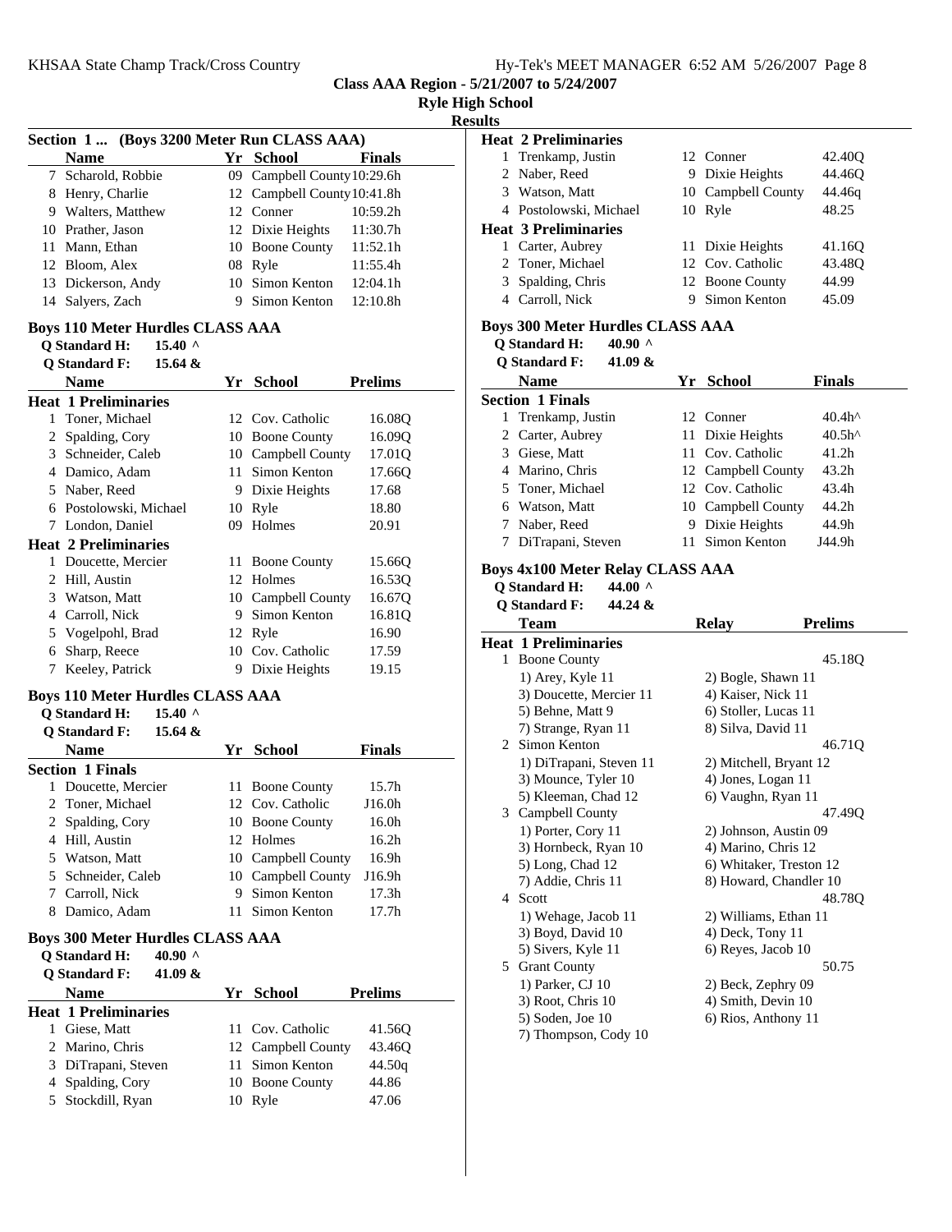**Class AAA Region - 5/21/2007 to 5/24/2007**

**Ryle High School**

**Results**

### Section 1 ... (Boys 3200 Meter Run CLASS AAA)

| | Name | Yr | School | Finals |
|---|---|---|---|---|
| 7 | Scharold, Robbie | 09 | Campbell County | 10:29.6h |
| 8 | Henry, Charlie | 12 | Campbell County | 10:41.8h |
| 9 | Walters, Matthew | 12 | Conner | 10:59.2h |
| 10 | Prather, Jason | 12 | Dixie Heights | 11:30.7h |
| 11 | Mann, Ethan | 10 | Boone County | 11:52.1h |
| 12 | Bloom, Alex | 08 | Ryle | 11:55.4h |
| 13 | Dickerson, Andy | 10 | Simon Kenton | 12:04.1h |
| 14 | Salyers, Zach | 9 | Simon Kenton | 12:10.8h |

### Boys 110 Meter Hurdles CLASS AAA

Q Standard H: 15.40 ^
Q Standard F: 15.64 &

| | Name | Yr | School | Prelims |
|---|---|---|---|---|
| **Heat 1 Preliminaries** | | | | |
| 1 | Toner, Michael | 12 | Cov. Catholic | 16.08Q |
| 2 | Spalding, Cory | 10 | Boone County | 16.09Q |
| 3 | Schneider, Caleb | 10 | Campbell County | 17.01Q |
| 4 | Damico, Adam | 11 | Simon Kenton | 17.66Q |
| 5 | Naber, Reed | 9 | Dixie Heights | 17.68 |
| 6 | Postolowski, Michael | 10 | Ryle | 18.80 |
| 7 | London, Daniel | 09 | Holmes | 20.91 |
| **Heat 2 Preliminaries** | | | | |
| 1 | Doucette, Mercier | 11 | Boone County | 15.66Q |
| 2 | Hill, Austin | 12 | Holmes | 16.53Q |
| 3 | Watson, Matt | 10 | Campbell County | 16.67Q |
| 4 | Carroll, Nick | 9 | Simon Kenton | 16.81Q |
| 5 | Vogelpohl, Brad | 12 | Ryle | 16.90 |
| 6 | Sharp, Reece | 10 | Cov. Catholic | 17.59 |
| 7 | Keeley, Patrick | 9 | Dixie Heights | 19.15 |

### Boys 110 Meter Hurdles CLASS AAA

Q Standard H: 15.40 ^
Q Standard F: 15.64 &

| | Name | Yr | School | Finals |
|---|---|---|---|---|
| **Section 1 Finals** | | | | |
| 1 | Doucette, Mercier | 11 | Boone County | 15.7h |
| 2 | Toner, Michael | 12 | Cov. Catholic | J16.0h |
| 2 | Spalding, Cory | 10 | Boone County | 16.0h |
| 4 | Hill, Austin | 12 | Holmes | 16.2h |
| 5 | Watson, Matt | 10 | Campbell County | 16.9h |
| 5 | Schneider, Caleb | 10 | Campbell County | J16.9h |
| 7 | Carroll, Nick | 9 | Simon Kenton | 17.3h |
| 8 | Damico, Adam | 11 | Simon Kenton | 17.7h |

### Boys 300 Meter Hurdles CLASS AAA

Q Standard H: 40.90 ^
Q Standard F: 41.09 &

| | Name | Yr | School | Prelims |
|---|---|---|---|---|
| **Heat 1 Preliminaries** | | | | |
| 1 | Giese, Matt | 11 | Cov. Catholic | 41.56Q |
| 2 | Marino, Chris | 12 | Campbell County | 43.46Q |
| 3 | DiTrapani, Steven | 11 | Simon Kenton | 44.50q |
| 4 | Spalding, Cory | 10 | Boone County | 44.86 |
| 5 | Stockdill, Ryan | 10 | Ryle | 47.06 |
| **Heat 2 Preliminaries** | | | | |
| 1 | Trenkamp, Justin | 12 | Conner | 42.40Q |
| 2 | Naber, Reed | 9 | Dixie Heights | 44.46Q |
| 3 | Watson, Matt | 10 | Campbell County | 44.46q |
| 4 | Postolowski, Michael | 10 | Ryle | 48.25 |
| **Heat 3 Preliminaries** | | | | |
| 1 | Carter, Aubrey | 11 | Dixie Heights | 41.16Q |
| 2 | Toner, Michael | 12 | Cov. Catholic | 43.48Q |
| 3 | Spalding, Chris | 12 | Boone County | 44.99 |
| 4 | Carroll, Nick | 9 | Simon Kenton | 45.09 |

### Boys 300 Meter Hurdles CLASS AAA

Q Standard H: 40.90 ^
Q Standard F: 41.09 &

| | Name | Yr | School | Finals |
|---|---|---|---|---|
| **Section 1 Finals** | | | | |
| 1 | Trenkamp, Justin | 12 | Conner | 40.4h^ |
| 2 | Carter, Aubrey | 11 | Dixie Heights | 40.5h^ |
| 3 | Giese, Matt | 11 | Cov. Catholic | 41.2h |
| 4 | Marino, Chris | 12 | Campbell County | 43.2h |
| 5 | Toner, Michael | 12 | Cov. Catholic | 43.4h |
| 6 | Watson, Matt | 10 | Campbell County | 44.2h |
| 7 | Naber, Reed | 9 | Dixie Heights | 44.9h |
| 7 | DiTrapani, Steven | 11 | Simon Kenton | J44.9h |

### Boys 4x100 Meter Relay CLASS AAA

Q Standard H: 44.00 ^
Q Standard F: 44.24 &

| | Team | Relay | Prelims |
|---|---|---|---|
| **Heat 1 Preliminaries** | | | |
| 1 | Boone County | | 45.18Q |
| | 1) Arey, Kyle 11 | 2) Bogle, Shawn 11 | |
| | 3) Doucette, Mercier 11 | 4) Kaiser, Nick 11 | |
| | 5) Behne, Matt 9 | 6) Stoller, Lucas 11 | |
| | 7) Strange, Ryan 11 | 8) Silva, David 11 | |
| 2 | Simon Kenton | | 46.71Q |
| | 1) DiTrapani, Steven 11 | 2) Mitchell, Bryant 12 | |
| | 3) Mounce, Tyler 10 | 4) Jones, Logan 11 | |
| | 5) Kleeman, Chad 12 | 6) Vaughn, Ryan 11 | |
| 3 | Campbell County | | 47.49Q |
| | 1) Porter, Cory 11 | 2) Johnson, Austin 09 | |
| | 3) Hornbeck, Ryan 10 | 4) Marino, Chris 12 | |
| | 5) Long, Chad 12 | 6) Whitaker, Treston 12 | |
| | 7) Addie, Chris 11 | 8) Howard, Chandler 10 | |
| 4 | Scott | | 48.78Q |
| | 1) Wehage, Jacob 11 | 2) Williams, Ethan 11 | |
| | 3) Boyd, David 10 | 4) Deck, Tony 11 | |
| | 5) Sivers, Kyle 11 | 6) Reyes, Jacob 10 | |
| 5 | Grant County | | 50.75 |
| | 1) Parker, CJ 10 | 2) Beck, Zephry 09 | |
| | 3) Root, Chris 10 | 4) Smith, Devin 10 | |
| | 5) Soden, Joe 10 | 6) Rios, Anthony 11 | |
| | 7) Thompson, Cody 10 | | |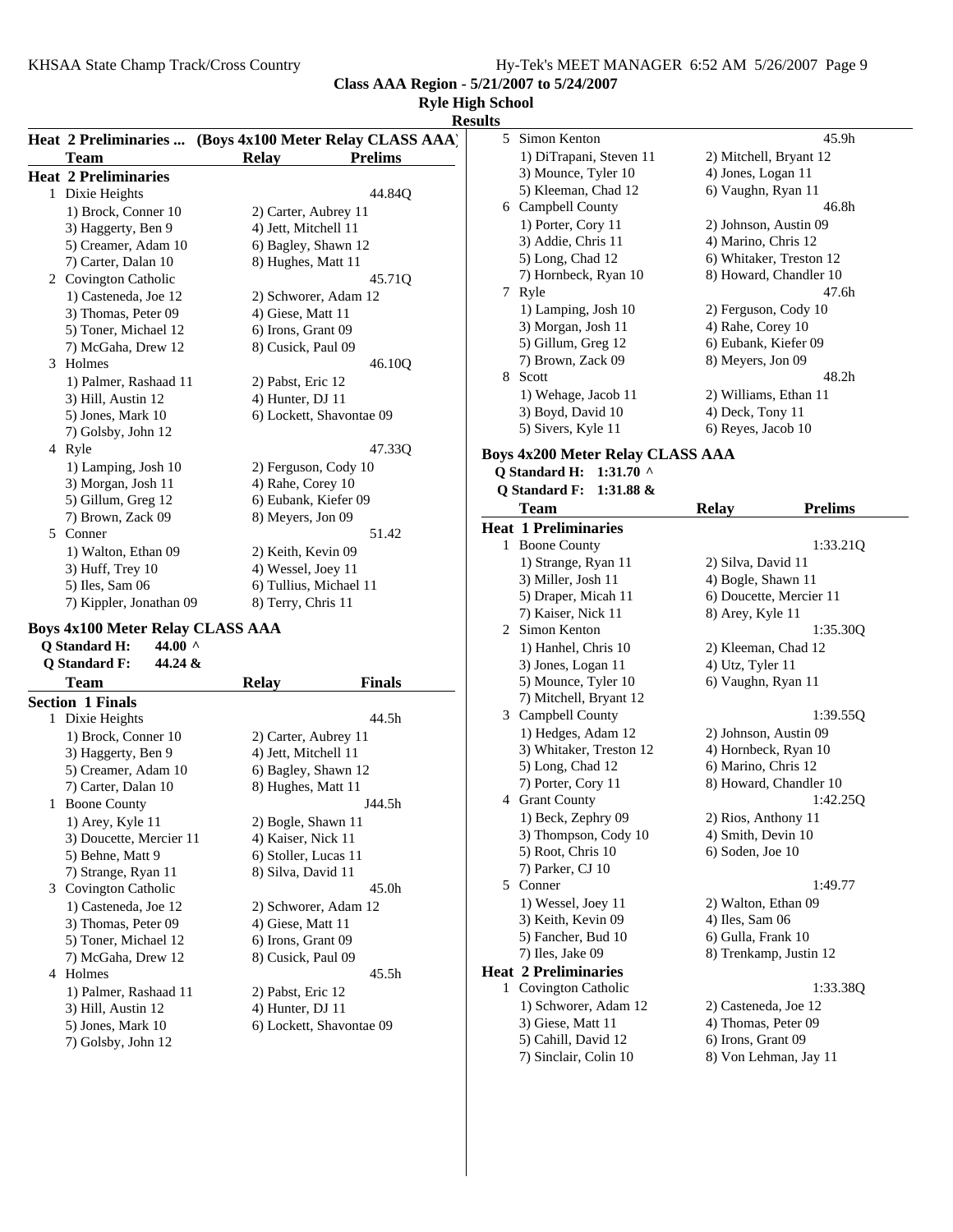**Class AAA Region - 5/21/2007 to 5/24/2007**

**Ryle High School**

**Results**

### Heat 2 Preliminaries ... (Boys 4x100 Meter Relay CLASS AAA)

| | Team | Relay | Prelims |
|---|---|---|---|
| **Heat 2 Preliminaries** | | | |
| 1 | Dixie Heights | | 44.84Q |
| | 1) Brock, Conner 10 | 2) Carter, Aubrey 11 | |
| | 3) Haggerty, Ben 9 | 4) Jett, Mitchell 11 | |
| | 5) Creamer, Adam 10 | 6) Bagley, Shawn 12 | |
| | 7) Carter, Dalan 10 | 8) Hughes, Matt 11 | |
| 2 | Covington Catholic | | 45.71Q |
| | 1) Casteneda, Joe 12 | 2) Schworer, Adam 12 | |
| | 3) Thomas, Peter 09 | 4) Giese, Matt 11 | |
| | 5) Toner, Michael 12 | 6) Irons, Grant 09 | |
| | 7) McGaha, Drew 12 | 8) Cusick, Paul 09 | |
| 3 | Holmes | | 46.10Q |
| | 1) Palmer, Rashaad 11 | 2) Pabst, Eric 12 | |
| | 3) Hill, Austin 12 | 4) Hunter, DJ 11 | |
| | 5) Jones, Mark 10 | 6) Lockett, Shavontae 09 | |
| | 7) Golsby, John 12 | | |
| 4 | Ryle | | 47.33Q |
| | 1) Lamping, Josh 10 | 2) Ferguson, Cody 10 | |
| | 3) Morgan, Josh 11 | 4) Rahe, Corey 10 | |
| | 5) Gillum, Greg 12 | 6) Eubank, Kiefer 09 | |
| | 7) Brown, Zack 09 | 8) Meyers, Jon 09 | |
| 5 | Conner | | 51.42 |
| | 1) Walton, Ethan 09 | 2) Keith, Kevin 09 | |
| | 3) Huff, Trey 10 | 4) Wessel, Joey 11 | |
| | 5) Iles, Sam 06 | 6) Tullius, Michael 11 | |
| | 7) Kippler, Jonathan 09 | 8) Terry, Chris 11 | |

### Boys 4x100 Meter Relay CLASS AAA

**Q Standard H:** 44.00 ^
**Q Standard F:** 44.24 &

| | Team | Relay | Finals |
|---|---|---|---|
| **Section 1 Finals** | | | |
| 1 | Dixie Heights | | 44.5h |
| | 1) Brock, Conner 10 | 2) Carter, Aubrey 11 | |
| | 3) Haggerty, Ben 9 | 4) Jett, Mitchell 11 | |
| | 5) Creamer, Adam 10 | 6) Bagley, Shawn 12 | |
| | 7) Carter, Dalan 10 | 8) Hughes, Matt 11 | |
| 1 | Boone County | | J44.5h |
| | 1) Arey, Kyle 11 | 2) Bogle, Shawn 11 | |
| | 3) Doucette, Mercier 11 | 4) Kaiser, Nick 11 | |
| | 5) Behne, Matt 9 | 6) Stoller, Lucas 11 | |
| | 7) Strange, Ryan 11 | 8) Silva, David 11 | |
| 3 | Covington Catholic | | 45.0h |
| | 1) Casteneda, Joe 12 | 2) Schworer, Adam 12 | |
| | 3) Thomas, Peter 09 | 4) Giese, Matt 11 | |
| | 5) Toner, Michael 12 | 6) Irons, Grant 09 | |
| | 7) McGaha, Drew 12 | 8) Cusick, Paul 09 | |
| 4 | Holmes | | 45.5h |
| | 1) Palmer, Rashaad 11 | 2) Pabst, Eric 12 | |
| | 3) Hill, Austin 12 | 4) Hunter, DJ 11 | |
| | 5) Jones, Mark 10 | 6) Lockett, Shavontae 09 | |
| | 7) Golsby, John 12 | | |
| 5 | Simon Kenton | | 45.9h |
| | 1) DiTrapani, Steven 11 | 2) Mitchell, Bryant 12 | |
| | 3) Mounce, Tyler 10 | 4) Jones, Logan 11 | |
| | 5) Kleeman, Chad 12 | 6) Vaughn, Ryan 11 | |
| 6 | Campbell County | | 46.8h |
| | 1) Porter, Cory 11 | 2) Johnson, Austin 09 | |
| | 3) Addie, Chris 11 | 4) Marino, Chris 12 | |
| | 5) Long, Chad 12 | 6) Whitaker, Treston 12 | |
| | 7) Hornbeck, Ryan 10 | 8) Howard, Chandler 10 | |
| 7 | Ryle | | 47.6h |
| | 1) Lamping, Josh 10 | 2) Ferguson, Cody 10 | |
| | 3) Morgan, Josh 11 | 4) Rahe, Corey 10 | |
| | 5) Gillum, Greg 12 | 6) Eubank, Kiefer 09 | |
| | 7) Brown, Zack 09 | 8) Meyers, Jon 09 | |
| 8 | Scott | | 48.2h |
| | 1) Wehage, Jacob 11 | 2) Williams, Ethan 11 | |
| | 3) Boyd, David 10 | 4) Deck, Tony 11 | |
| | 5) Sivers, Kyle 11 | 6) Reyes, Jacob 10 | |

### Boys 4x200 Meter Relay CLASS AAA

**Q Standard H:** 1:31.70 ^
**Q Standard F:** 1:31.88 &

| | Team | Relay | Prelims |
|---|---|---|---|
| **Heat 1 Preliminaries** | | | |
| 1 | Boone County | | 1:33.21Q |
| | 1) Strange, Ryan 11 | 2) Silva, David 11 | |
| | 3) Miller, Josh 11 | 4) Bogle, Shawn 11 | |
| | 5) Draper, Micah 11 | 6) Doucette, Mercier 11 | |
| | 7) Kaiser, Nick 11 | 8) Arey, Kyle 11 | |
| 2 | Simon Kenton | | 1:35.30Q |
| | 1) Hanhel, Chris 10 | 2) Kleeman, Chad 12 | |
| | 3) Jones, Logan 11 | 4) Utz, Tyler 11 | |
| | 5) Mounce, Tyler 10 | 6) Vaughn, Ryan 11 | |
| | 7) Mitchell, Bryant 12 | | |
| 3 | Campbell County | | 1:39.55Q |
| | 1) Hedges, Adam 12 | 2) Johnson, Austin 09 | |
| | 3) Whitaker, Treston 12 | 4) Hornbeck, Ryan 10 | |
| | 5) Long, Chad 12 | 6) Marino, Chris 12 | |
| | 7) Porter, Cory 11 | 8) Howard, Chandler 10 | |
| 4 | Grant County | | 1:42.25Q |
| | 1) Beck, Zephry 09 | 2) Rios, Anthony 11 | |
| | 3) Thompson, Cody 10 | 4) Smith, Devin 10 | |
| | 5) Root, Chris 10 | 6) Soden, Joe 10 | |
| | 7) Parker, CJ 10 | | |
| 5 | Conner | | 1:49.77 |
| | 1) Wessel, Joey 11 | 2) Walton, Ethan 09 | |
| | 3) Keith, Kevin 09 | 4) Iles, Sam 06 | |
| | 5) Fancher, Bud 10 | 6) Gulla, Frank 10 | |
| | 7) Iles, Jake 09 | 8) Trenkamp, Justin 12 | |
| **Heat 2 Preliminaries** | | | |
| 1 | Covington Catholic | | 1:33.38Q |
| | 1) Schworer, Adam 12 | 2) Casteneda, Joe 12 | |
| | 3) Giese, Matt 11 | 4) Thomas, Peter 09 | |
| | 5) Cahill, David 12 | 6) Irons, Grant 09 | |
| | 7) Sinclair, Colin 10 | 8) Von Lehman, Jay 11 | |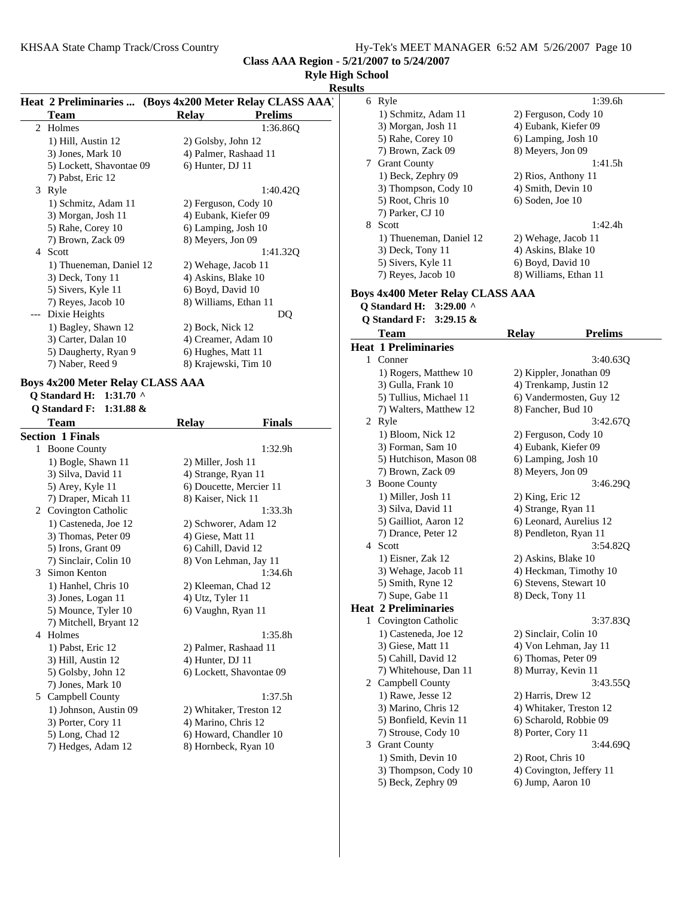**Class AAA Region - 5/21/2007 to 5/24/2007**

**Ryle High School**

**Results**

### Heat 2 Preliminaries ... (Boys 4x200 Meter Relay CLASS AAA)

| | Team | Relay | Prelims |
|---|---|---|---|
| 2 | Holmes | | 1:36.86Q |
| | 1) Hill, Austin 12 | 2) Golsby, John 12 | |
| | 3) Jones, Mark 10 | 4) Palmer, Rashaad 11 | |
| | 5) Lockett, Shavontae 09 | 6) Hunter, DJ 11 | |
| | 7) Pabst, Eric 12 | | |
| 3 | Ryle | | 1:40.42Q |
| | 1) Schmitz, Adam 11 | 2) Ferguson, Cody 10 | |
| | 3) Morgan, Josh 11 | 4) Eubank, Kiefer 09 | |
| | 5) Rahe, Corey 10 | 6) Lamping, Josh 10 | |
| | 7) Brown, Zack 09 | 8) Meyers, Jon 09 | |
| 4 | Scott | | 1:41.32Q |
| | 1) Thueneman, Daniel 12 | 2) Wehage, Jacob 11 | |
| | 3) Deck, Tony 11 | 4) Askins, Blake 10 | |
| | 5) Sivers, Kyle 11 | 6) Boyd, David 10 | |
| | 7) Reyes, Jacob 10 | 8) Williams, Ethan 11 | |
| --- | Dixie Heights | | DQ |
| | 1) Bagley, Shawn 12 | 2) Bock, Nick 12 | |
| | 3) Carter, Dalan 10 | 4) Creamer, Adam 10 | |
| | 5) Daugherty, Ryan 9 | 6) Hughes, Matt 11 | |
| | 7) Naber, Reed 9 | 8) Krajewski, Tim 10 | |

### Boys 4x200 Meter Relay CLASS AAA

**Q Standard H: 1:31.70 ^**

**Q Standard F: 1:31.88 &**

| | Team | Relay | Finals |
|---|---|---|---|
| **Section 1 Finals** | | | |
| 1 | Boone County | | 1:32.9h |
| | 1) Bogle, Shawn 11 | 2) Miller, Josh 11 | |
| | 3) Silva, David 11 | 4) Strange, Ryan 11 | |
| | 5) Arey, Kyle 11 | 6) Doucette, Mercier 11 | |
| | 7) Draper, Micah 11 | 8) Kaiser, Nick 11 | |
| 2 | Covington Catholic | | 1:33.3h |
| | 1) Casteneda, Joe 12 | 2) Schworer, Adam 12 | |
| | 3) Thomas, Peter 09 | 4) Giese, Matt 11 | |
| | 5) Irons, Grant 09 | 6) Cahill, David 12 | |
| | 7) Sinclair, Colin 10 | 8) Von Lehman, Jay 11 | |
| 3 | Simon Kenton | | 1:34.6h |
| | 1) Hanhel, Chris 10 | 2) Kleeman, Chad 12 | |
| | 3) Jones, Logan 11 | 4) Utz, Tyler 11 | |
| | 5) Mounce, Tyler 10 | 6) Vaughn, Ryan 11 | |
| | 7) Mitchell, Bryant 12 | | |
| 4 | Holmes | | 1:35.8h |
| | 1) Pabst, Eric 12 | 2) Palmer, Rashaad 11 | |
| | 3) Hill, Austin 12 | 4) Hunter, DJ 11 | |
| | 5) Golsby, John 12 | 6) Lockett, Shavontae 09 | |
| | 7) Jones, Mark 10 | | |
| 5 | Campbell County | | 1:37.5h |
| | 1) Johnson, Austin 09 | 2) Whitaker, Treston 12 | |
| | 3) Porter, Cory 11 | 4) Marino, Chris 12 | |
| | 5) Long, Chad 12 | 6) Howard, Chandler 10 | |
| | 7) Hedges, Adam 12 | 8) Hornbeck, Ryan 10 | |
| 6 | Ryle | | 1:39.6h |
| | 1) Schmitz, Adam 11 | 2) Ferguson, Cody 10 | |
| | 3) Morgan, Josh 11 | 4) Eubank, Kiefer 09 | |
| | 5) Rahe, Corey 10 | 6) Lamping, Josh 10 | |
| | 7) Brown, Zack 09 | 8) Meyers, Jon 09 | |
| 7 | Grant County | | 1:41.5h |
| | 1) Beck, Zephry 09 | 2) Rios, Anthony 11 | |
| | 3) Thompson, Cody 10 | 4) Smith, Devin 10 | |
| | 5) Root, Chris 10 | 6) Soden, Joe 10 | |
| | 7) Parker, CJ 10 | | |
| 8 | Scott | | 1:42.4h |
| | 1) Thueneman, Daniel 12 | 2) Wehage, Jacob 11 | |
| | 3) Deck, Tony 11 | 4) Askins, Blake 10 | |
| | 5) Sivers, Kyle 11 | 6) Boyd, David 10 | |
| | 7) Reyes, Jacob 10 | 8) Williams, Ethan 11 | |

### Boys 4x400 Meter Relay CLASS AAA

**Q Standard H: 3:29.00 ^**

**Q Standard F: 3:29.15 &**

| | Team | Relay | Prelims |
|---|---|---|---|
| **Heat 1 Preliminaries** | | | |
| 1 | Conner | | 3:40.63Q |
| | 1) Rogers, Matthew 10 | 2) Kippler, Jonathan 09 | |
| | 3) Gulla, Frank 10 | 4) Trenkamp, Justin 12 | |
| | 5) Tullius, Michael 11 | 6) Vandermosten, Guy 12 | |
| | 7) Walters, Matthew 12 | 8) Fancher, Bud 10 | |
| 2 | Ryle | | 3:42.67Q |
| | 1) Bloom, Nick 12 | 2) Ferguson, Cody 10 | |
| | 3) Forman, Sam 10 | 4) Eubank, Kiefer 09 | |
| | 5) Hutchison, Mason 08 | 6) Lamping, Josh 10 | |
| | 7) Brown, Zack 09 | 8) Meyers, Jon 09 | |
| 3 | Boone County | | 3:46.29Q |
| | 1) Miller, Josh 11 | 2) King, Eric 12 | |
| | 3) Silva, David 11 | 4) Strange, Ryan 11 | |
| | 5) Gailliot, Aaron 12 | 6) Leonard, Aurelius 12 | |
| | 7) Drance, Peter 12 | 8) Pendleton, Ryan 11 | |
| 4 | Scott | | 3:54.82Q |
| | 1) Eisner, Zak 12 | 2) Askins, Blake 10 | |
| | 3) Wehage, Jacob 11 | 4) Heckman, Timothy 10 | |
| | 5) Smith, Ryne 12 | 6) Stevens, Stewart 10 | |
| | 7) Supe, Gabe 11 | 8) Deck, Tony 11 | |
| **Heat 2 Preliminaries** | | | |
| 1 | Covington Catholic | | 3:37.83Q |
| | 1) Casteneda, Joe 12 | 2) Sinclair, Colin 10 | |
| | 3) Giese, Matt 11 | 4) Von Lehman, Jay 11 | |
| | 5) Cahill, David 12 | 6) Thomas, Peter 09 | |
| | 7) Whitehouse, Dan 11 | 8) Murray, Kevin 11 | |
| 2 | Campbell County | | 3:43.55Q |
| | 1) Rawe, Jesse 12 | 2) Harris, Drew 12 | |
| | 3) Marino, Chris 12 | 4) Whitaker, Treston 12 | |
| | 5) Bonfield, Kevin 11 | 6) Scharold, Robbie 09 | |
| | 7) Strouse, Cody 10 | 8) Porter, Cory 11 | |
| 3 | Grant County | | 3:44.69Q |
| | 1) Smith, Devin 10 | 2) Root, Chris 10 | |
| | 3) Thompson, Cody 10 | 4) Covington, Jeffery 11 | |
| | 5) Beck, Zephry 09 | 6) Jump, Aaron 10 | |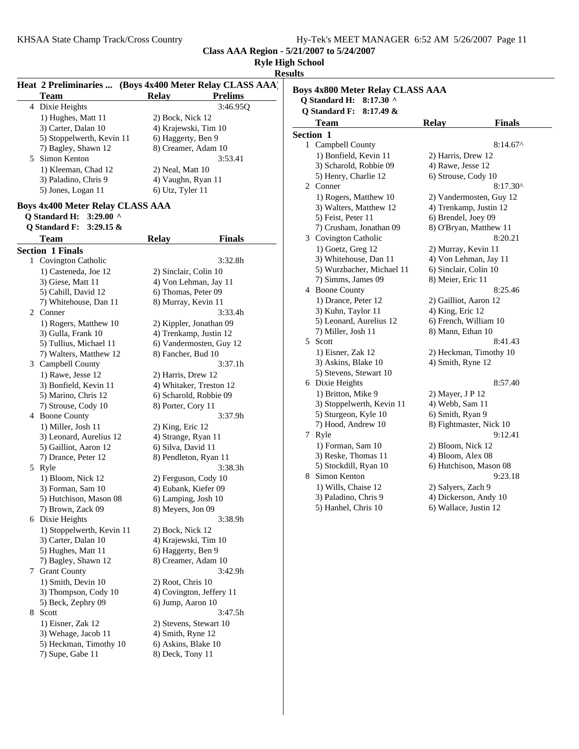**Class AAA Region - 5/21/2007 to 5/24/2007**

**Ryle High School**

**Results**

### Heat 2 Preliminaries ... (Boys 4x400 Meter Relay CLASS AAA)

| Team | Relay | Prelims |
| --- | --- | --- |
| 4 Dixie Heights | | 3:46.95Q |
| 1) Hughes, Matt 11 | 2) Bock, Nick 12 | |
| 3) Carter, Dalan 10 | 4) Krajewski, Tim 10 | |
| 5) Stoppelwerth, Kevin 11 | 6) Haggerty, Ben 9 | |
| 7) Bagley, Shawn 12 | 8) Creamer, Adam 10 | |
| 5 Simon Kenton | | 3:53.41 |
| 1) Kleeman, Chad 12 | 2) Neal, Matt 10 | |
| 3) Paladino, Chris 9 | 4) Vaughn, Ryan 11 | |
| 5) Jones, Logan 11 | 6) Utz, Tyler 11 | |

### Boys 4x400 Meter Relay CLASS AAA

**Q Standard H: 3:29.00 ^**
**Q Standard F: 3:29.15 &**

| Team | Relay | Finals |
| --- | --- | --- |
| **Section 1 Finals** | | |
| 1 Covington Catholic | | 3:32.8h |
| 1) Casteneda, Joe 12 | 2) Sinclair, Colin 10 | |
| 3) Giese, Matt 11 | 4) Von Lehman, Jay 11 | |
| 5) Cahill, David 12 | 6) Thomas, Peter 09 | |
| 7) Whitehouse, Dan 11 | 8) Murray, Kevin 11 | |
| 2 Conner | | 3:33.4h |
| 1) Rogers, Matthew 10 | 2) Kippler, Jonathan 09 | |
| 3) Gulla, Frank 10 | 4) Trenkamp, Justin 12 | |
| 5) Tullius, Michael 11 | 6) Vandermosten, Guy 12 | |
| 7) Walters, Matthew 12 | 8) Fancher, Bud 10 | |
| 3 Campbell County | | 3:37.1h |
| 1) Rawe, Jesse 12 | 2) Harris, Drew 12 | |
| 3) Bonfield, Kevin 11 | 4) Whitaker, Treston 12 | |
| 5) Marino, Chris 12 | 6) Scharold, Robbie 09 | |
| 7) Strouse, Cody 10 | 8) Porter, Cory 11 | |
| 4 Boone County | | 3:37.9h |
| 1) Miller, Josh 11 | 2) King, Eric 12 | |
| 3) Leonard, Aurelius 12 | 4) Strange, Ryan 11 | |
| 5) Gailliot, Aaron 12 | 6) Silva, David 11 | |
| 7) Drance, Peter 12 | 8) Pendleton, Ryan 11 | |
| 5 Ryle | | 3:38.3h |
| 1) Bloom, Nick 12 | 2) Ferguson, Cody 10 | |
| 3) Forman, Sam 10 | 4) Eubank, Kiefer 09 | |
| 5) Hutchison, Mason 08 | 6) Lamping, Josh 10 | |
| 7) Brown, Zack 09 | 8) Meyers, Jon 09 | |
| 6 Dixie Heights | | 3:38.9h |
| 1) Stoppelwerth, Kevin 11 | 2) Bock, Nick 12 | |
| 3) Carter, Dalan 10 | 4) Krajewski, Tim 10 | |
| 5) Hughes, Matt 11 | 6) Haggerty, Ben 9 | |
| 7) Bagley, Shawn 12 | 8) Creamer, Adam 10 | |
| 7 Grant County | | 3:42.9h |
| 1) Smith, Devin 10 | 2) Root, Chris 10 | |
| 3) Thompson, Cody 10 | 4) Covington, Jeffery 11 | |
| 5) Beck, Zephry 09 | 6) Jump, Aaron 10 | |
| 8 Scott | | 3:47.5h |
| 1) Eisner, Zak 12 | 2) Stevens, Stewart 10 | |
| 3) Wehage, Jacob 11 | 4) Smith, Ryne 12 | |
| 5) Heckman, Timothy 10 | 6) Askins, Blake 10 | |
| 7) Supe, Gabe 11 | 8) Deck, Tony 11 | |

### Boys 4x800 Meter Relay CLASS AAA

**Q Standard H: 8:17.30 ^**
**Q Standard F: 8:17.49 &**

| Team | Relay | Finals |
| --- | --- | --- |
| **Section 1** | | |
| 1 Campbell County | | 8:14.67^ |
| 1) Bonfield, Kevin 11 | 2) Harris, Drew 12 | |
| 3) Scharold, Robbie 09 | 4) Rawe, Jesse 12 | |
| 5) Henry, Charlie 12 | 6) Strouse, Cody 10 | |
| 2 Conner | | 8:17.30^ |
| 1) Rogers, Matthew 10 | 2) Vandermosten, Guy 12 | |
| 3) Walters, Matthew 12 | 4) Trenkamp, Justin 12 | |
| 5) Feist, Peter 11 | 6) Brendel, Joey 09 | |
| 7) Crusham, Jonathan 09 | 8) O'Bryan, Matthew 11 | |
| 3 Covington Catholic | | 8:20.21 |
| 1) Goetz, Greg 12 | 2) Murray, Kevin 11 | |
| 3) Whitehouse, Dan 11 | 4) Von Lehman, Jay 11 | |
| 5) Wurzbacher, Michael 11 | 6) Sinclair, Colin 10 | |
| 7) Simms, James 09 | 8) Meier, Eric 11 | |
| 4 Boone County | | 8:25.46 |
| 1) Drance, Peter 12 | 2) Gailliot, Aaron 12 | |
| 3) Kuhn, Taylor 11 | 4) King, Eric 12 | |
| 5) Leonard, Aurelius 12 | 6) French, William 10 | |
| 7) Miller, Josh 11 | 8) Mann, Ethan 10 | |
| 5 Scott | | 8:41.43 |
| 1) Eisner, Zak 12 | 2) Heckman, Timothy 10 | |
| 3) Askins, Blake 10 | 4) Smith, Ryne 12 | |
| 5) Stevens, Stewart 10 | | |
| 6 Dixie Heights | | 8:57.40 |
| 1) Britton, Mike 9 | 2) Mayer, J P 12 | |
| 3) Stoppelwerth, Kevin 11 | 4) Webb, Sam 11 | |
| 5) Sturgeon, Kyle 10 | 6) Smith, Ryan 9 | |
| 7) Hood, Andrew 10 | 8) Fightmaster, Nick 10 | |
| 7 Ryle | | 9:12.41 |
| 1) Forman, Sam 10 | 2) Bloom, Nick 12 | |
| 3) Reske, Thomas 11 | 4) Bloom, Alex 08 | |
| 5) Stockdill, Ryan 10 | 6) Hutchison, Mason 08 | |
| 8 Simon Kenton | | 9:23.18 |
| 1) Wills, Chaise 12 | 2) Salyers, Zach 9 | |
| 3) Paladino, Chris 9 | 4) Dickerson, Andy 10 | |
| 5) Hanhel, Chris 10 | 6) Wallace, Justin 12 | |